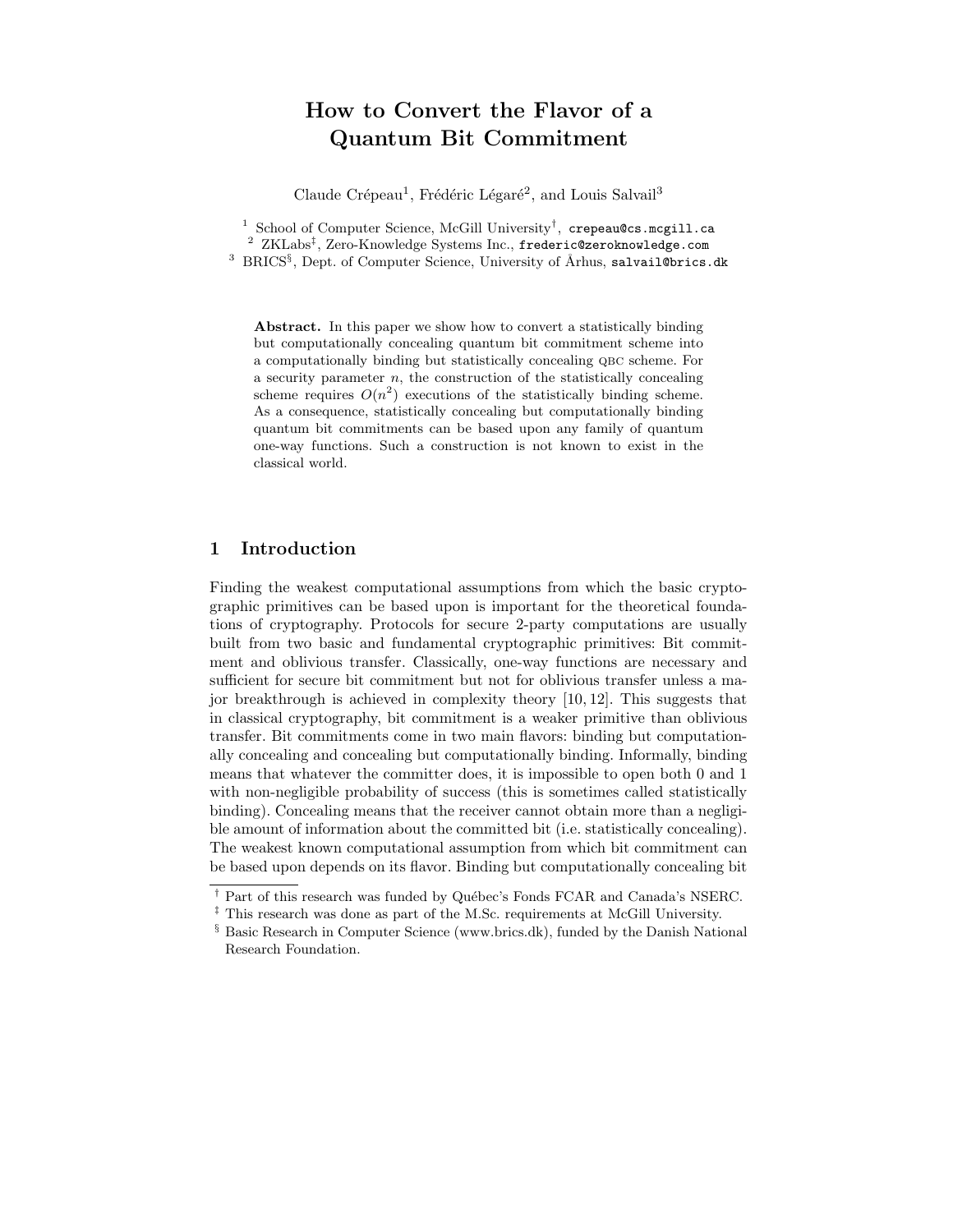# How to Convert the Flavor of a Quantum Bit Commitment

Claude Crépeau[1], Frédéric Légaré[2], and Louis Salvail[3]

[1] School of Computer Science, McGill University[†], crepeau@cs.mcgill.ca
[2] ZKLabs[‡], Zero-Knowledge Systems Inc., frederic@zeroknowledge.com
[3] BRICS[§], Dept. of Computer Science, University of Århus, salvail@brics.dk

**Abstract.** In this paper we show how to convert a statistically binding but computationally concealing quantum bit commitment scheme into a computationally binding but statistically concealing QBC scheme. For a security parameter $n$, the construction of the statistically concealing scheme requires $O(n^2)$ executions of the statistically binding scheme. As a consequence, statistically concealing but computationally binding quantum bit commitments can be based upon any family of quantum one-way functions. Such a construction is not known to exist in the classical world.

## 1 Introduction

Finding the weakest computational assumptions from which the basic cryptographic primitives can be based upon is important for the theoretical foundations of cryptography. Protocols for secure 2-party computations are usually built from two basic and fundamental cryptographic primitives: Bit commitment and oblivious transfer. Classically, one-way functions are necessary and sufficient for secure bit commitment but not for oblivious transfer unless a major breakthrough is achieved in complexity theory [10, 12]. This suggests that in classical cryptography, bit commitment is a weaker primitive than oblivious transfer. Bit commitments come in two main flavors: binding but computationally concealing and concealing but computationally binding. Informally, binding means that whatever the committer does, it is impossible to open both 0 and 1 with non-negligible probability of success (this is sometimes called statistically binding). Concealing means that the receiver cannot obtain more than a negligible amount of information about the committed bit (i.e. statistically concealing). The weakest known computational assumption from which bit commitment can be based upon depends on its flavor. Binding but computationally concealing bit

[†] Part of this research was funded by Québec's Fonds FCAR and Canada's NSERC.
[‡] This research was done as part of the M.Sc. requirements at McGill University.
[§] Basic Research in Computer Science (www.brics.dk), funded by the Danish National Research Foundation.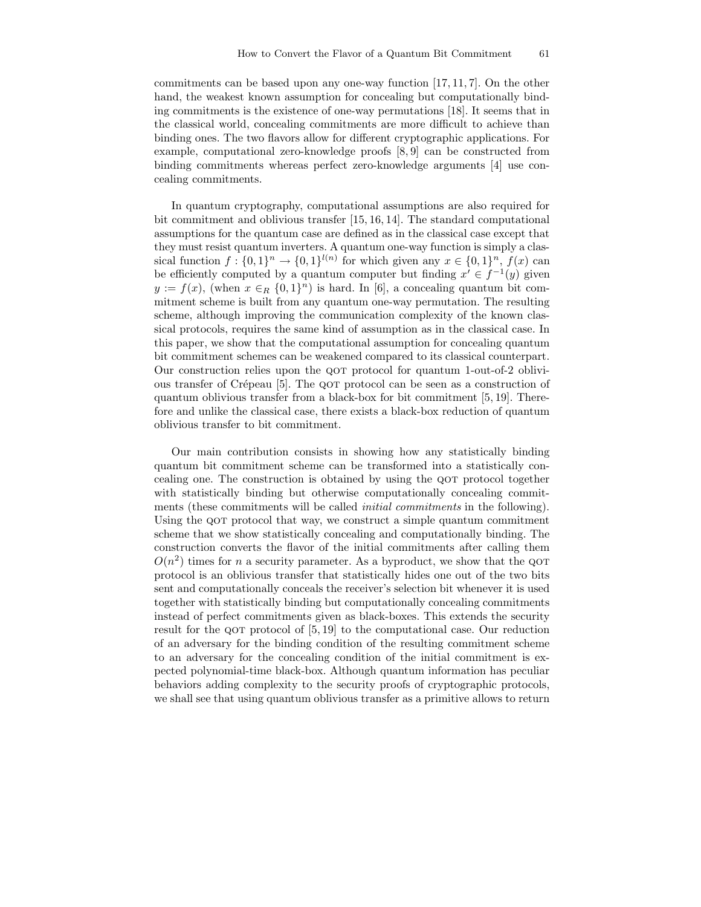commitments can be based upon any one-way function [17, 11, 7]. On the other hand, the weakest known assumption for concealing but computationally binding commitments is the existence of one-way permutations [18]. It seems that in the classical world, concealing commitments are more difficult to achieve than binding ones. The two flavors allow for different cryptographic applications. For example, computational zero-knowledge proofs [8, 9] can be constructed from binding commitments whereas perfect zero-knowledge arguments [4] use concealing commitments.

In quantum cryptography, computational assumptions are also required for bit commitment and oblivious transfer [15, 16, 14]. The standard computational assumptions for the quantum case are defined as in the classical case except that they must resist quantum inverters. A quantum one-way function is simply a classical function $f : \{0,1\}^n \rightarrow \{0,1\}^{l(n)}$ for which given any $x \in \{0,1\}^n$, $f(x)$ can be efficiently computed by a quantum computer but finding $x' \in f^{-1}(y)$ given $y := f(x)$, (when $x \in_R \{0,1\}^n$) is hard. In [6], a concealing quantum bit commitment scheme is built from any quantum one-way permutation. The resulting scheme, although improving the communication complexity of the known classical protocols, requires the same kind of assumption as in the classical case. In this paper, we show that the computational assumption for concealing quantum bit commitment schemes can be weakened compared to its classical counterpart. Our construction relies upon the QOT protocol for quantum 1-out-of-2 oblivious transfer of Crépeau [5]. The QOT protocol can be seen as a construction of quantum oblivious transfer from a black-box for bit commitment [5, 19]. Therefore and unlike the classical case, there exists a black-box reduction of quantum oblivious transfer to bit commitment.

Our main contribution consists in showing how any statistically binding quantum bit commitment scheme can be transformed into a statistically concealing one. The construction is obtained by using the QOT protocol together with statistically binding but otherwise computationally concealing commitments (these commitments will be called *initial commitments* in the following). Using the QOT protocol that way, we construct a simple quantum commitment scheme that we show statistically concealing and computationally binding. The construction converts the flavor of the initial commitments after calling them $O(n^2)$ times for $n$ a security parameter. As a byproduct, we show that the QOT protocol is an oblivious transfer that statistically hides one out of the two bits sent and computationally conceals the receiver's selection bit whenever it is used together with statistically binding but computationally concealing commitments instead of perfect commitments given as black-boxes. This extends the security result for the QOT protocol of [5, 19] to the computational case. Our reduction of an adversary for the binding condition of the resulting commitment scheme to an adversary for the concealing condition of the initial commitment is expected polynomial-time black-box. Although quantum information has peculiar behaviors adding complexity to the security proofs of cryptographic protocols, we shall see that using quantum oblivious transfer as a primitive allows to return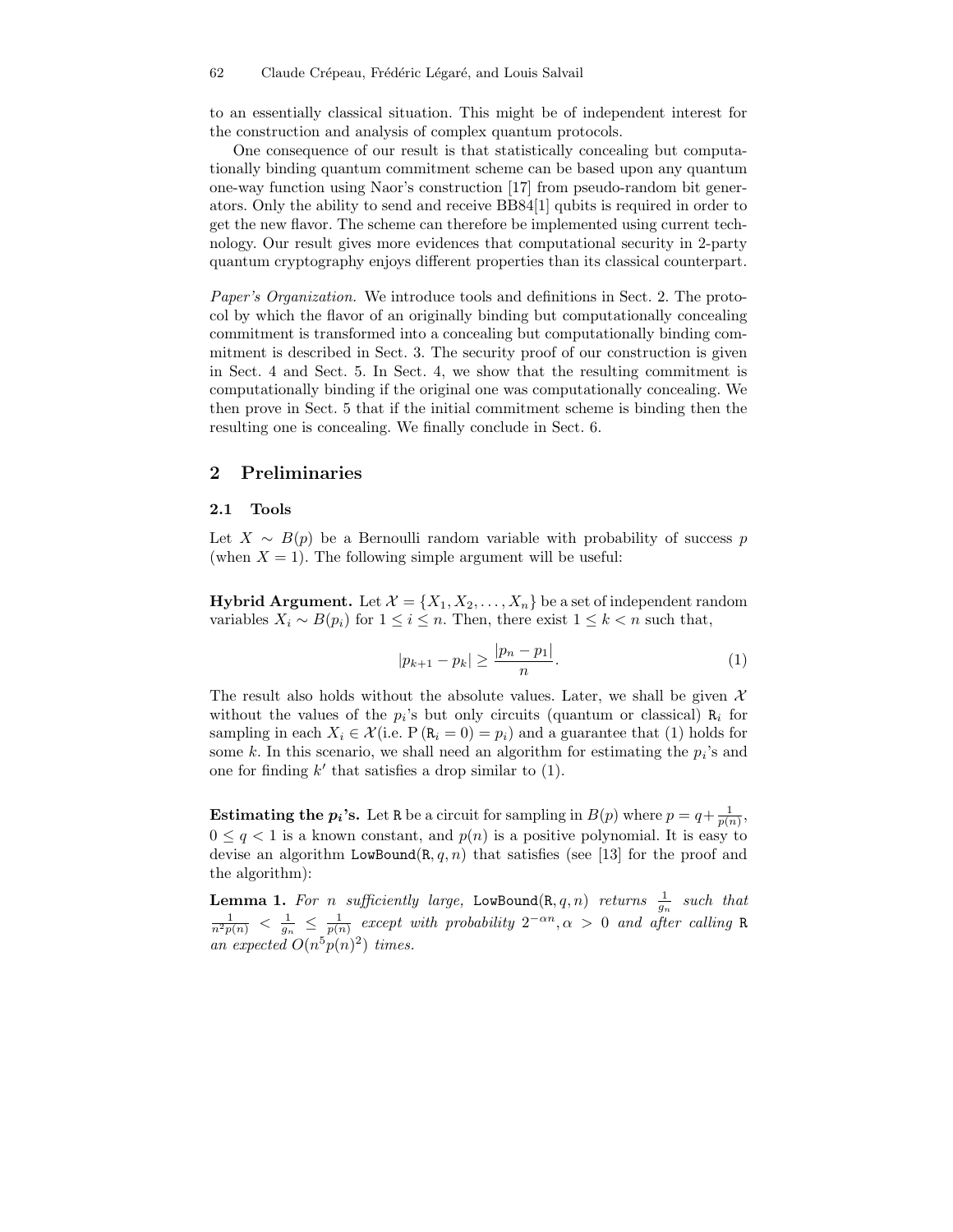to an essentially classical situation. This might be of independent interest for the construction and analysis of complex quantum protocols.

One consequence of our result is that statistically concealing but computationally binding quantum commitment scheme can be based upon any quantum one-way function using Naor's construction [17] from pseudo-random bit generators. Only the ability to send and receive BB84[1] qubits is required in order to get the new flavor. The scheme can therefore be implemented using current technology. Our result gives more evidences that computational security in 2-party quantum cryptography enjoys different properties than its classical counterpart.

*Paper's Organization.* We introduce tools and definitions in Sect. 2. The protocol by which the flavor of an originally binding but computationally concealing commitment is transformed into a concealing but computationally binding commitment is described in Sect. 3. The security proof of our construction is given in Sect. 4 and Sect. 5. In Sect. 4, we show that the resulting commitment is computationally binding if the original one was computationally concealing. We then prove in Sect. 5 that if the initial commitment scheme is binding then the resulting one is concealing. We finally conclude in Sect. 6.

## 2 Preliminaries

### 2.1 Tools

Let $X \sim B(p)$ be a Bernoulli random variable with probability of success $p$ (when $X = 1$). The following simple argument will be useful:

**Hybrid Argument.** Let $\mathcal{X} = \{X_1, X_2, \ldots, X_n\}$ be a set of independent random variables $X_i \sim B(p_i)$ for $1 \leq i \leq n$. Then, there exist $1 \leq k < n$ such that,

$$|p_{k+1} - p_k| \geq \frac{|p_n - p_1|}{n}. \tag{1}$$

The result also holds without the absolute values. Later, we shall be given $\mathcal{X}$ without the values of the $p_i$'s but only circuits (quantum or classical) $\mathtt{R}_i$ for sampling in each $X_i \in \mathcal{X}$(i.e. $\mathrm{P}(\mathtt{R}_i = 0) = p_i$) and a guarantee that (1) holds for some $k$. In this scenario, we shall need an algorithm for estimating the $p_i$'s and one for finding $k'$ that satisfies a drop similar to (1).

**Estimating the $p_i$'s.** Let $\mathtt{R}$ be a circuit for sampling in $B(p)$ where $p = q + \frac{1}{p(n)}$, $0 \leq q < 1$ is a known constant, and $p(n)$ is a positive polynomial. It is easy to devise an algorithm $\mathtt{LowBound}(\mathtt{R}, q, n)$ that satisfies (see [13] for the proof and the algorithm):

**Lemma 1.** *For $n$ sufficiently large, $\mathtt{LowBound}(\mathtt{R}, q, n)$ returns $\frac{1}{g_n}$ such that $\frac{1}{n^2 p(n)} < \frac{1}{g_n} \leq \frac{1}{p(n)}$ except with probability $2^{-\alpha n}, \alpha > 0$ and after calling $\mathtt{R}$ an expected $O(n^5 p(n)^2)$ times.*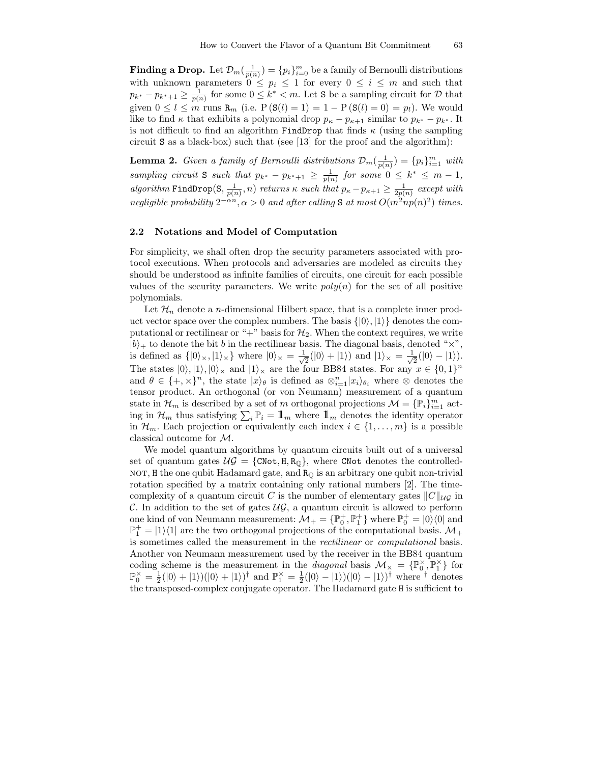**Finding a Drop.** Let $\mathcal{D}_m(\frac{1}{p(n)}) = \{p_i\}_{i=0}^m$ be a family of Bernoulli distributions with unknown parameters $0 \leq p_i \leq 1$ for every $0 \leq i \leq m$ and such that $p_{k^*} - p_{k^*+1} \geq \frac{1}{p(n)}$ for some $0 \leq k^* < m$. Let $\mathtt{S}$ be a sampling circuit for $\mathcal{D}$ that given $0 \leq l \leq m$ runs $\mathtt{R}_m$ (i.e. $\mathrm{P}(\mathtt{S}(l) = 1) = 1 - \mathrm{P}(\mathtt{S}(l) = 0) = p_l$). We would like to find $\kappa$ that exhibits a polynomial drop $p_\kappa - p_{\kappa+1}$ similar to $p_{k^*} - p_{k^*}$. It is not difficult to find an algorithm $\mathtt{FindDrop}$ that finds $\kappa$ (using the sampling circuit $\mathtt{S}$ as a black-box) such that (see [13] for the proof and the algorithm):

**Lemma 2.** *Given a family of Bernoulli distributions $\mathcal{D}_m(\frac{1}{p(n)}) = \{p_i\}_{i=1}^m$ with sampling circuit $\mathtt{S}$ such that $p_{k^*} - p_{k^*+1} \geq \frac{1}{p(n)}$ for some $0 \leq k^* \leq m-1$, algorithm $\mathtt{FindDrop}(\mathtt{S}, \frac{1}{p(n)}, n)$ returns $\kappa$ such that $p_\kappa - p_{\kappa+1} \geq \frac{1}{2p(n)}$ except with negligible probability $2^{-\alpha n}, \alpha > 0$ and after calling $\mathtt{S}$ at most $O(m^2 np(n)^2)$ times.*

### 2.2 Notations and Model of Computation

For simplicity, we shall often drop the security parameters associated with protocol executions. When protocols and adversaries are modeled as circuits they should be understood as infinite families of circuits, one circuit for each possible values of the security parameters. We write $poly(n)$ for the set of all positive polynomials.

Let $\mathcal{H}_n$ denote a $n$-dimensional Hilbert space, that is a complete inner product vector space over the complex numbers. The basis $\{|0\rangle, |1\rangle\}$ denotes the computational or rectilinear or "+" basis for $\mathcal{H}_2$. When the context requires, we write $|b\rangle_+$ to denote the bit $b$ in the rectilinear basis. The diagonal basis, denoted "$\times$", is defined as $\{|0\rangle_\times, |1\rangle_\times\}$ where $|0\rangle_\times = \frac{1}{\sqrt{2}}(|0\rangle + |1\rangle)$ and $|1\rangle_\times = \frac{1}{\sqrt{2}}(|0\rangle - |1\rangle)$. The states $|0\rangle, |1\rangle, |0\rangle_\times$ and $|1\rangle_\times$ are the four BB84 states. For any $x \in \{0,1\}^n$ and $\theta \in \{+, \times\}^n$, the state $|x\rangle_\theta$ is defined as $\otimes_{i=1}^n |x_i\rangle_{\theta_i}$ where $\otimes$ denotes the tensor product. An orthogonal (or von Neumann) measurement of a quantum state in $\mathcal{H}_m$ is described by a set of $m$ orthogonal projections $\mathcal{M} = \{\mathbb{P}_i\}_{i=1}^m$ acting in $\mathcal{H}_m$ thus satisfying $\sum_i \mathbb{P}_i = \mathbb{1}_m$ where $\mathbb{1}_m$ denotes the identity operator in $\mathcal{H}_m$. Each projection or equivalently each index $i \in \{1, \ldots, m\}$ is a possible classical outcome for $\mathcal{M}$.

We model quantum algorithms by quantum circuits built out of a universal set of quantum gates $\mathcal{UG} = \{\mathtt{CNot}, \mathtt{H}, \mathtt{R}_\mathbb{Q}\}$, where $\mathtt{CNot}$ denotes the controlled-NOT, $\mathtt{H}$ the one qubit Hadamard gate, and $\mathtt{R}_\mathbb{Q}$ is an arbitrary one qubit non-trivial rotation specified by a matrix containing only rational numbers [2]. The time-complexity of a quantum circuit $C$ is the number of elementary gates $\|C\|_{\mathcal{UG}}$ in $\mathcal{C}$. In addition to the set of gates $\mathcal{UG}$, a quantum circuit is allowed to perform one kind of von Neumann measurement: $\mathcal{M}_+ = \{\mathbb{P}_0^+, \mathbb{P}_1^+\}$ where $\mathbb{P}_0^+ = |0\rangle\langle 0|$ and $\mathbb{P}_1^+ = |1\rangle\langle 1|$ are the two orthogonal projections of the computational basis. $\mathcal{M}_+$ is sometimes called the measurement in the *rectilinear* or *computational* basis. Another von Neumann measurement used by the receiver in the BB84 quantum coding scheme is the measurement in the *diagonal* basis $\mathcal{M}_\times = \{\mathbb{P}_0^\times, \mathbb{P}_1^\times\}$ for $\mathbb{P}_0^\times = \frac{1}{2}(|0\rangle + |1\rangle)(|0\rangle + |1\rangle)^\dagger$ and $\mathbb{P}_1^\times = \frac{1}{2}(|0\rangle - |1\rangle)(|0\rangle - |1\rangle)^\dagger$ where $^\dagger$ denotes the transposed-complex conjugate operator. The Hadamard gate $\mathtt{H}$ is sufficient to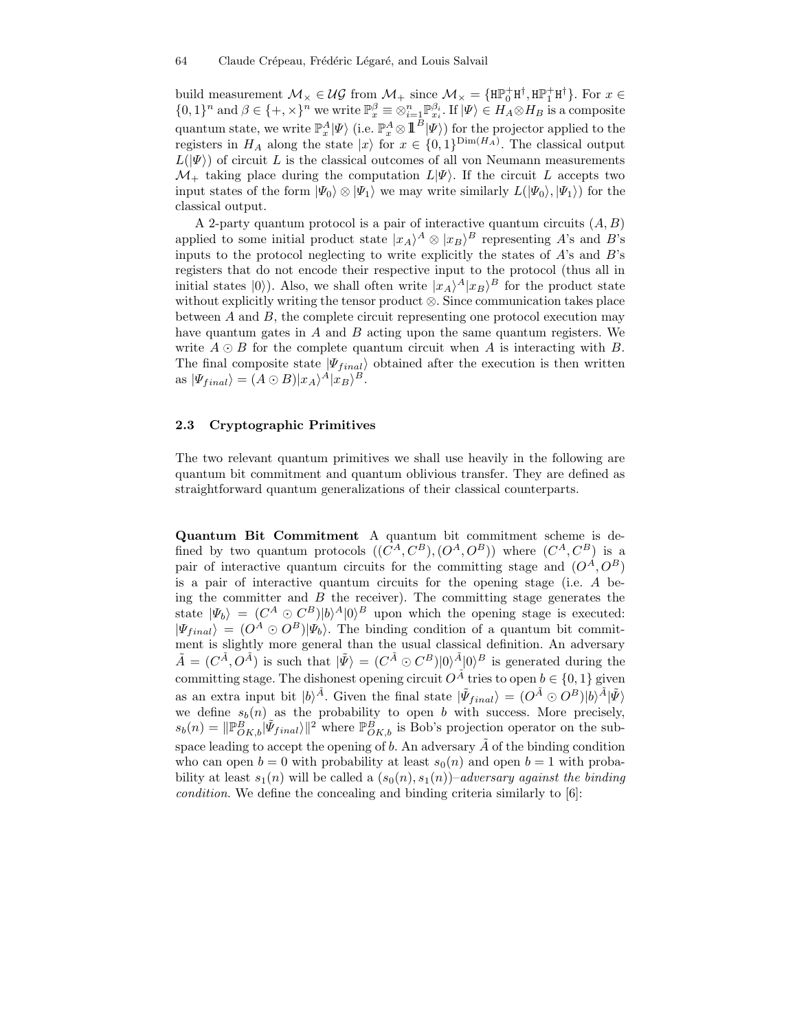build measurement $\mathcal{M}_\times \in \mathcal{UG}$ from $\mathcal{M}_+$ since $\mathcal{M}_\times = \{\mathtt{H}\mathbb{P}_0^+\mathtt{H}^\dagger, \mathtt{H}\mathbb{P}_1^+\mathtt{H}^\dagger\}$. For $x \in \{0,1\}^n$ and $\beta \in \{+,\times\}^n$ we write $\mathbb{P}_x^\beta \equiv \otimes_{i=1}^n \mathbb{P}_{x_i}^{\beta_i}$. If $|\Psi\rangle \in H_A \otimes H_B$ is a composite quantum state, we write $\mathbb{P}_x^A|\Psi\rangle$ (i.e. $\mathbb{P}_x^A \otimes \mathbb{1}^B|\Psi\rangle$) for the projector applied to the registers in $H_A$ along the state $|x\rangle$ for $x \in \{0,1\}^{\mathrm{Dim}(H_A)}$. The classical output $L(|\Psi\rangle)$ of circuit $L$ is the classical outcomes of all von Neumann measurements $\mathcal{M}_+$ taking place during the computation $L|\Psi\rangle$. If the circuit $L$ accepts two input states of the form $|\Psi_0\rangle \otimes |\Psi_1\rangle$ we may write similarly $L(|\Psi_0\rangle, |\Psi_1\rangle)$ for the classical output.

A 2-party quantum protocol is a pair of interactive quantum circuits $(A, B)$ applied to some initial product state $|x_A\rangle^A \otimes |x_B\rangle^B$ representing $A$'s and $B$'s inputs to the protocol neglecting to write explicitly the states of $A$'s and $B$'s registers that do not encode their respective input to the protocol (thus all in initial states $|0\rangle$). Also, we shall often write $|x_A\rangle^A|x_B\rangle^B$ for the product state without explicitly writing the tensor product $\otimes$. Since communication takes place between $A$ and $B$, the complete circuit representing one protocol execution may have quantum gates in $A$ and $B$ acting upon the same quantum registers. We write $A \odot B$ for the complete quantum circuit when $A$ is interacting with $B$. The final composite state $|\Psi_{final}\rangle$ obtained after the execution is then written as $|\Psi_{final}\rangle = (A \odot B)|x_A\rangle^A|x_B\rangle^B$.

### 2.3 Cryptographic Primitives

The two relevant quantum primitives we shall use heavily in the following are quantum bit commitment and quantum oblivious transfer. They are defined as straightforward quantum generalizations of their classical counterparts.

**Quantum Bit Commitment** A quantum bit commitment scheme is defined by two quantum protocols $((C^A, C^B), (O^A, O^B))$ where $(C^A, C^B)$ is a pair of interactive quantum circuits for the committing stage and $(O^A, O^B)$ is a pair of interactive quantum circuits for the opening stage (i.e. $A$ being the committer and $B$ the receiver). The committing stage generates the state $|\Psi_b\rangle = (C^A \odot C^B)|b\rangle^A|0\rangle^B$ upon which the opening stage is executed: $|\Psi_{final}\rangle = (O^A \odot O^B)|\Psi_b\rangle$. The binding condition of a quantum bit commitment is slightly more general than the usual classical definition. An adversary $\tilde{A} = (C^{\tilde{A}}, O^{\tilde{A}})$ is such that $|\tilde{\Psi}\rangle = (C^{\tilde{A}} \odot C^B)|0\rangle^{\tilde{A}}|0\rangle^B$ is generated during the committing stage. The dishonest opening circuit $O^{\tilde{A}}$ tries to open $b \in \{0,1\}$ given as an extra input bit $|b\rangle^{\tilde{A}}$. Given the final state $|\tilde{\Psi}_{final}\rangle = (O^{\tilde{A}} \odot O^B)|b\rangle^{\tilde{A}}|\tilde{\Psi}\rangle$ we define $s_b(n)$ as the probability to open $b$ with success. More precisely, $s_b(n) = \|\mathbb{P}_{OK,b}^B|\tilde{\Psi}_{final}\rangle\|^2$ where $\mathbb{P}_{OK,b}^B$ is Bob's projection operator on the subspace leading to accept the opening of $b$. An adversary $\tilde{A}$ of the binding condition who can open $b = 0$ with probability at least $s_0(n)$ and open $b = 1$ with probability at least $s_1(n)$ will be called a $(s_0(n), s_1(n))$*–adversary against the binding condition*. We define the concealing and binding criteria similarly to [6]: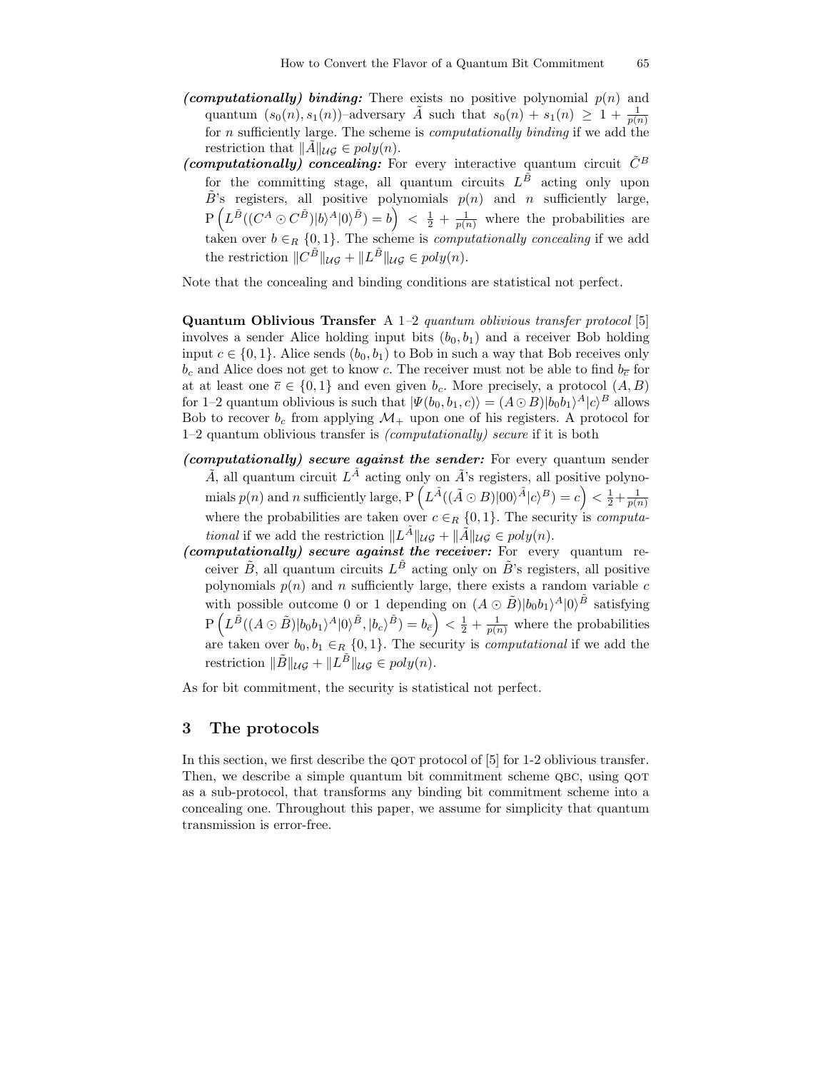- ***(computationally) binding:*** There exists no positive polynomial $p(n)$ and quantum $(s_0(n), s_1(n))$–adversary $\tilde{A}$ such that $s_0(n) + s_1(n) \geq 1 + \frac{1}{p(n)}$ for $n$ sufficiently large. The scheme is *computationally binding* if we add the restriction that $\|\tilde{A}\|_{\mathcal{UG}} \in poly(n)$.
- ***(computationally) concealing:*** For every interactive quantum circuit $\tilde{C}^B$ for the committing stage, all quantum circuits $L^{\tilde{B}}$ acting only upon $\tilde{B}$'s registers, all positive polynomials $p(n)$ and $n$ sufficiently large, $\mathrm{P}\left(L^{\tilde{B}}((C^A \odot C^{\tilde{B}})|b\rangle^A|0\rangle^{\tilde{B}}) = b\right) < \frac{1}{2} + \frac{1}{p(n)}$ where the probabilities are taken over $b \in_R \{0,1\}$. The scheme is *computationally concealing* if we add the restriction $\|C^{\tilde{B}}\|_{\mathcal{UG}} + \|L^{\tilde{B}}\|_{\mathcal{UG}} \in poly(n)$.

Note that the concealing and binding conditions are statistical not perfect.

**Quantum Oblivious Transfer** A 1–2 *quantum oblivious transfer protocol* [5] involves a sender Alice holding input bits $(b_0, b_1)$ and a receiver Bob holding input $c \in \{0,1\}$. Alice sends $(b_0, b_1)$ to Bob in such a way that Bob receives only $b_c$ and Alice does not get to know $c$. The receiver must not be able to find $b_{\overline{c}}$ for at at least one $\overline{c} \in \{0,1\}$ and even given $b_c$. More precisely, a protocol $(A, B)$ for 1–2 quantum oblivious is such that $|\Psi(b_0, b_1, c)\rangle = (A \odot B)|b_0 b_1\rangle^A|c\rangle^B$ allows Bob to recover $b_c$ from applying $\mathcal{M}_+$ upon one of his registers. A protocol for 1–2 quantum oblivious transfer is *(computationally) secure* if it is both

- ***(computationally) secure against the sender:*** For every quantum sender $\tilde{A}$, all quantum circuit $L^{\tilde{A}}$ acting only on $\tilde{A}$'s registers, all positive polynomials $p(n)$ and $n$ sufficiently large, $\mathrm{P}\left(L^{\tilde{A}}((\tilde{A} \odot B)|00\rangle^{\tilde{A}}|c\rangle^B) = c\right) < \frac{1}{2} + \frac{1}{p(n)}$ where the probabilities are taken over $c \in_R \{0,1\}$. The security is *computational* if we add the restriction $\|L^{\tilde{A}}\|_{\mathcal{UG}} + \|\tilde{A}\|_{\mathcal{UG}} \in poly(n)$.
- ***(computationally) secure against the receiver:*** For every quantum receiver $\tilde{B}$, all quantum circuits $L^{\tilde{B}}$ acting only on $\tilde{B}$'s registers, all positive polynomials $p(n)$ and $n$ sufficiently large, there exists a random variable $c$ with possible outcome 0 or 1 depending on $(A \odot \tilde{B})|b_0 b_1\rangle^A|0\rangle^{\tilde{B}}$ satisfying $\mathrm{P}\left(L^{\tilde{B}}((A \odot \tilde{B})|b_0 b_1\rangle^A|0\rangle^{\tilde{B}}, |b_c\rangle^{\tilde{B}}) = b_{\overline{c}}\right) < \frac{1}{2} + \frac{1}{p(n)}$ where the probabilities are taken over $b_0, b_1 \in_R \{0,1\}$. The security is *computational* if we add the restriction $\|\tilde{B}\|_{\mathcal{UG}} + \|L^{\tilde{B}}\|_{\mathcal{UG}} \in poly(n)$.

As for bit commitment, the security is statistical not perfect.

## 3 The protocols

In this section, we first describe the QOT protocol of [5] for 1-2 oblivious transfer. Then, we describe a simple quantum bit commitment scheme QBC, using QOT as a sub-protocol, that transforms any binding bit commitment scheme into a concealing one. Throughout this paper, we assume for simplicity that quantum transmission is error-free.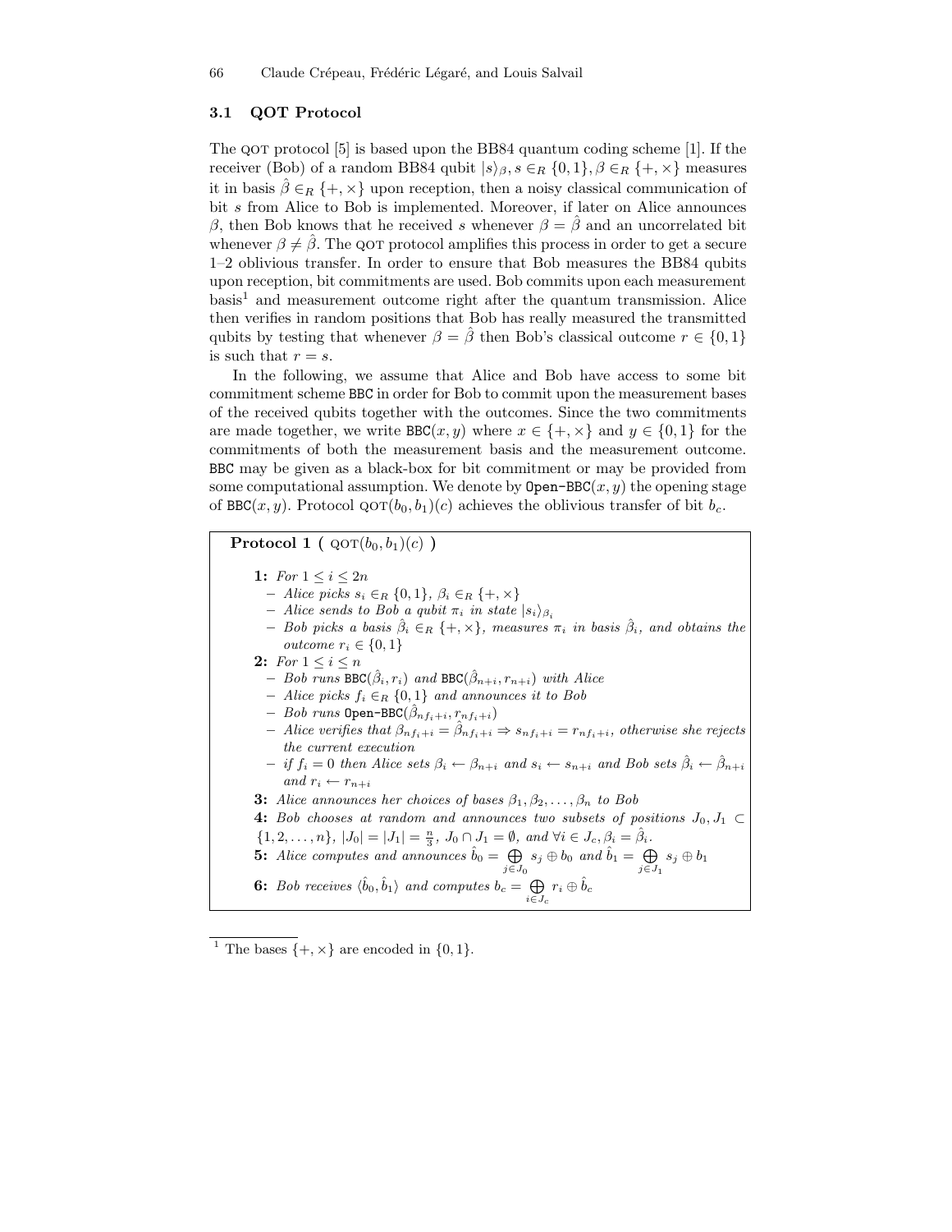### 3.1 QOT Protocol

The QOT protocol [5] is based upon the BB84 quantum coding scheme [1]. If the receiver (Bob) of a random BB84 qubit $|s\rangle_\beta, s \in_R \{0,1\}, \beta \in_R \{+, \times\}$ measures it in basis $\hat{\beta} \in_R \{+, \times\}$ upon reception, then a noisy classical communication of bit $s$ from Alice to Bob is implemented. Moreover, if later on Alice announces $\beta$, then Bob knows that he received $s$ whenever $\beta = \hat{\beta}$ and an uncorrelated bit whenever $\beta \neq \hat{\beta}$. The QOT protocol amplifies this process in order to get a secure 1–2 oblivious transfer. In order to ensure that Bob measures the BB84 qubits upon reception, bit commitments are used. Bob commits upon each measurement basis[1] and measurement outcome right after the quantum transmission. Alice then verifies in random positions that Bob has really measured the transmitted qubits by testing that whenever $\beta = \hat{\beta}$ then Bob's classical outcome $r \in \{0,1\}$ is such that $r = s$.

In the following, we assume that Alice and Bob have access to some bit commitment scheme BBC in order for Bob to commit upon the measurement bases of the received qubits together with the outcomes. Since the two commitments are made together, we write $\text{BBC}(x, y)$ where $x \in \{+, \times\}$ and $y \in \{0,1\}$ for the commitments of both the measurement basis and the measurement outcome. BBC may be given as a black-box for bit commitment or may be provided from some computational assumption. We denote by $\text{Open-BBC}(x, y)$ the opening stage of $\text{BBC}(x, y)$. Protocol $\text{QOT}(b_0, b_1)(c)$ achieves the oblivious transfer of bit $b_c$.

**Protocol 1 ( $\text{QOT}(b_0, b_1)(c)$ )**

**1:** *For* $1 \leq i \leq 2n$
- *Alice picks* $s_i \in_R \{0,1\}$, $\beta_i \in_R \{+, \times\}$
- *Alice sends to Bob a qubit* $\pi_i$ *in state* $|s_i\rangle_{\beta_i}$
- *Bob picks a basis* $\hat{\beta}_i \in_R \{+, \times\}$, *measures* $\pi_i$ *in basis* $\hat{\beta}_i$, *and obtains the outcome* $r_i \in \{0,1\}$

**2:** *For* $1 \leq i \leq n$
- *Bob runs* $\text{BBC}(\hat{\beta}_i, r_i)$ *and* $\text{BBC}(\hat{\beta}_{n+i}, r_{n+i})$ *with Alice*
- *Alice picks* $f_i \in_R \{0,1\}$ *and announces it to Bob*
- *Bob runs* $\text{Open-BBC}(\hat{\beta}_{nf_i+i}, r_{nf_i+i})$
- *Alice verifies that* $\beta_{nf_i+i} = \hat{\beta}_{nf_i+i} \Rightarrow s_{nf_i+i} = r_{nf_i+i}$, *otherwise she rejects the current execution*
- *if* $f_i = 0$ *then Alice sets* $\beta_i \leftarrow \beta_{n+i}$ *and* $s_i \leftarrow s_{n+i}$ *and Bob sets* $\hat{\beta}_i \leftarrow \hat{\beta}_{n+i}$ *and* $r_i \leftarrow r_{n+i}$

**3:** *Alice announces her choices of bases* $\beta_1, \beta_2, \ldots, \beta_n$ *to Bob*

**4:** *Bob chooses at random and announces two subsets of positions* $J_0, J_1 \subset \{1, 2, \ldots, n\}$, $|J_0| = |J_1| = \frac{n}{3}$, $J_0 \cap J_1 = \emptyset$, *and* $\forall i \in J_c, \beta_i = \hat{\beta}_i$.

**5:** *Alice computes and announces* $\hat{b}_0 = \bigoplus_{j \in J_0} s_j \oplus b_0$ *and* $\hat{b}_1 = \bigoplus_{j \in J_1} s_j \oplus b_1$

**6:** *Bob receives* $\langle \hat{b}_0, \hat{b}_1 \rangle$ *and computes* $b_c = \bigoplus_{i \in J_c} r_i \oplus \hat{b}_c$

---

[1] The bases $\{+, \times\}$ are encoded in $\{0,1\}$.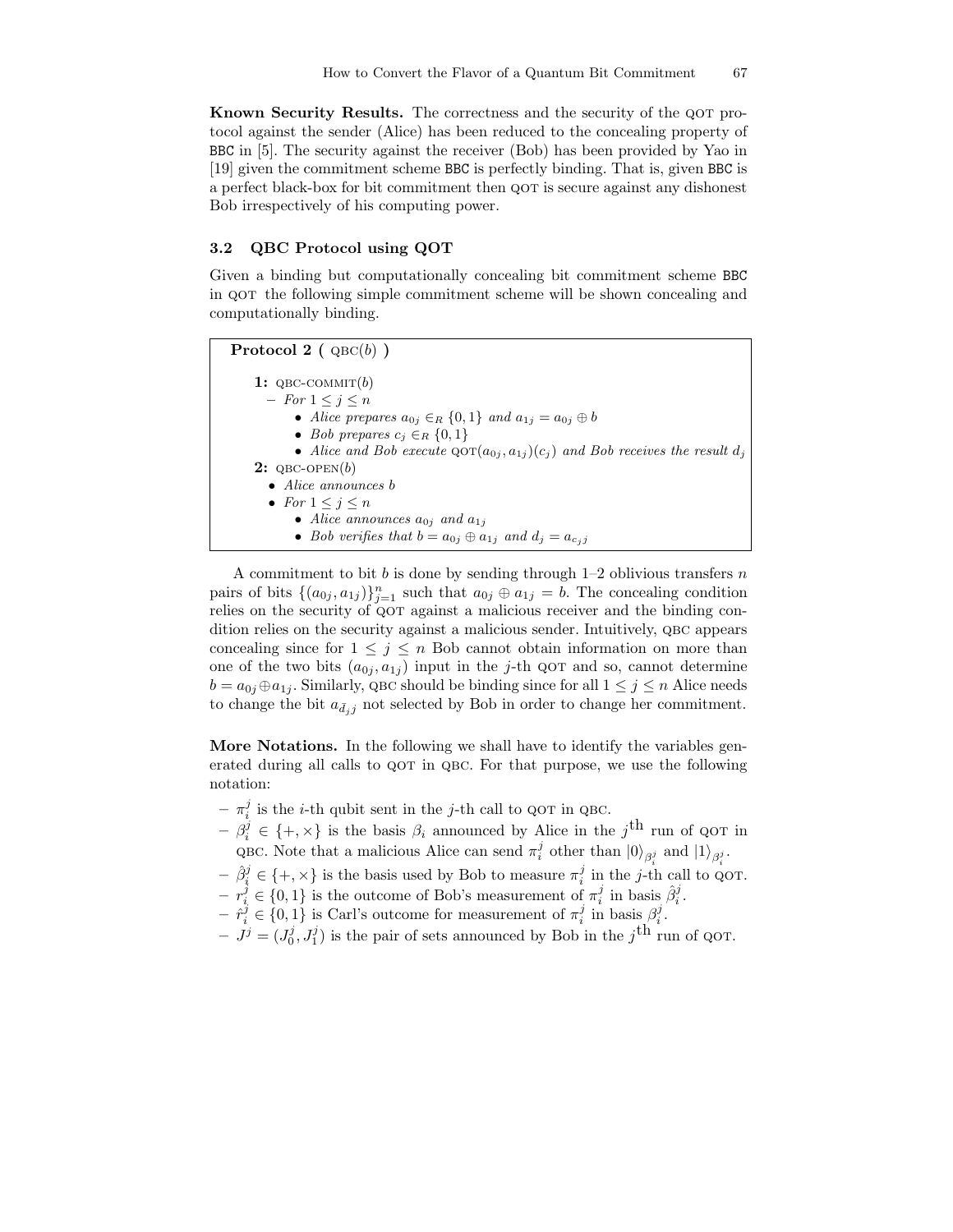**Known Security Results.** The correctness and the security of the QOT protocol against the sender (Alice) has been reduced to the concealing property of BBC in [5]. The security against the receiver (Bob) has been provided by Yao in [19] given the commitment scheme BBC is perfectly binding. That is, given BBC is a perfect black-box for bit commitment then QOT is secure against any dishonest Bob irrespectively of his computing power.

### 3.2 QBC Protocol using QOT

Given a binding but computationally concealing bit commitment scheme BBC in QOT the following simple commitment scheme will be shown concealing and computationally binding.

> **Protocol 2 (** QBC($b$) **)**
>
> **1:** QBC-COMMIT($b$)
> - *For* $1 \leq j \leq n$
>   - *Alice prepares* $a_{0j} \in_R \{0,1\}$ *and* $a_{1j} = a_{0j} \oplus b$
>   - *Bob prepares* $c_j \in_R \{0,1\}$
>   - *Alice and Bob execute* QOT$(a_{0j}, a_{1j})(c_j)$ *and Bob receives the result* $d_j$
>
> **2:** QBC-OPEN($b$)
> - *Alice announces* $b$
> - *For* $1 \leq j \leq n$
>   - *Alice announces* $a_{0j}$ *and* $a_{1j}$
>   - *Bob verifies that* $b = a_{0j} \oplus a_{1j}$ *and* $d_j = a_{c_j j}$

A commitment to bit $b$ is done by sending through 1–2 oblivious transfers $n$ pairs of bits $\{(a_{0j}, a_{1j})\}_{j=1}^{n}$ such that $a_{0j} \oplus a_{1j} = b$. The concealing condition relies on the security of QOT against a malicious receiver and the binding condition relies on the security against a malicious sender. Intuitively, QBC appears concealing since for $1 \leq j \leq n$ Bob cannot obtain information on more than one of the two bits $(a_{0j}, a_{1j})$ input in the $j$-th QOT and so, cannot determine $b = a_{0j} \oplus a_{1j}$. Similarly, QBC should be binding since for all $1 \leq j \leq n$ Alice needs to change the bit $a_{\bar{d}_j j}$ not selected by Bob in order to change her commitment.

**More Notations.** In the following we shall have to identify the variables generated during all calls to QOT in QBC. For that purpose, we use the following notation:

- $\pi_i^j$ is the $i$-th qubit sent in the $j$-th call to QOT in QBC.
- $\beta_i^j \in \{+, \times\}$ is the basis $\beta_i$ announced by Alice in the $j^{\text{th}}$ run of QOT in QBC. Note that a malicious Alice can send $\pi_i^j$ other than $|0\rangle_{\beta_i^j}$ and $|1\rangle_{\beta_i^j}$.
- $\hat{\beta}_i^j \in \{+, \times\}$ is the basis used by Bob to measure $\pi_i^j$ in the $j$-th call to QOT.
- $r_i^j \in \{0,1\}$ is the outcome of Bob's measurement of $\pi_i^j$ in basis $\hat{\beta}_i^j$.
- $\hat{r}_i^j \in \{0,1\}$ is Carl's outcome for measurement of $\pi_i^j$ in basis $\beta_i^j$.
- $J^j = (J_0^j, J_1^j)$ is the pair of sets announced by Bob in the $j^{\text{th}}$ run of QOT.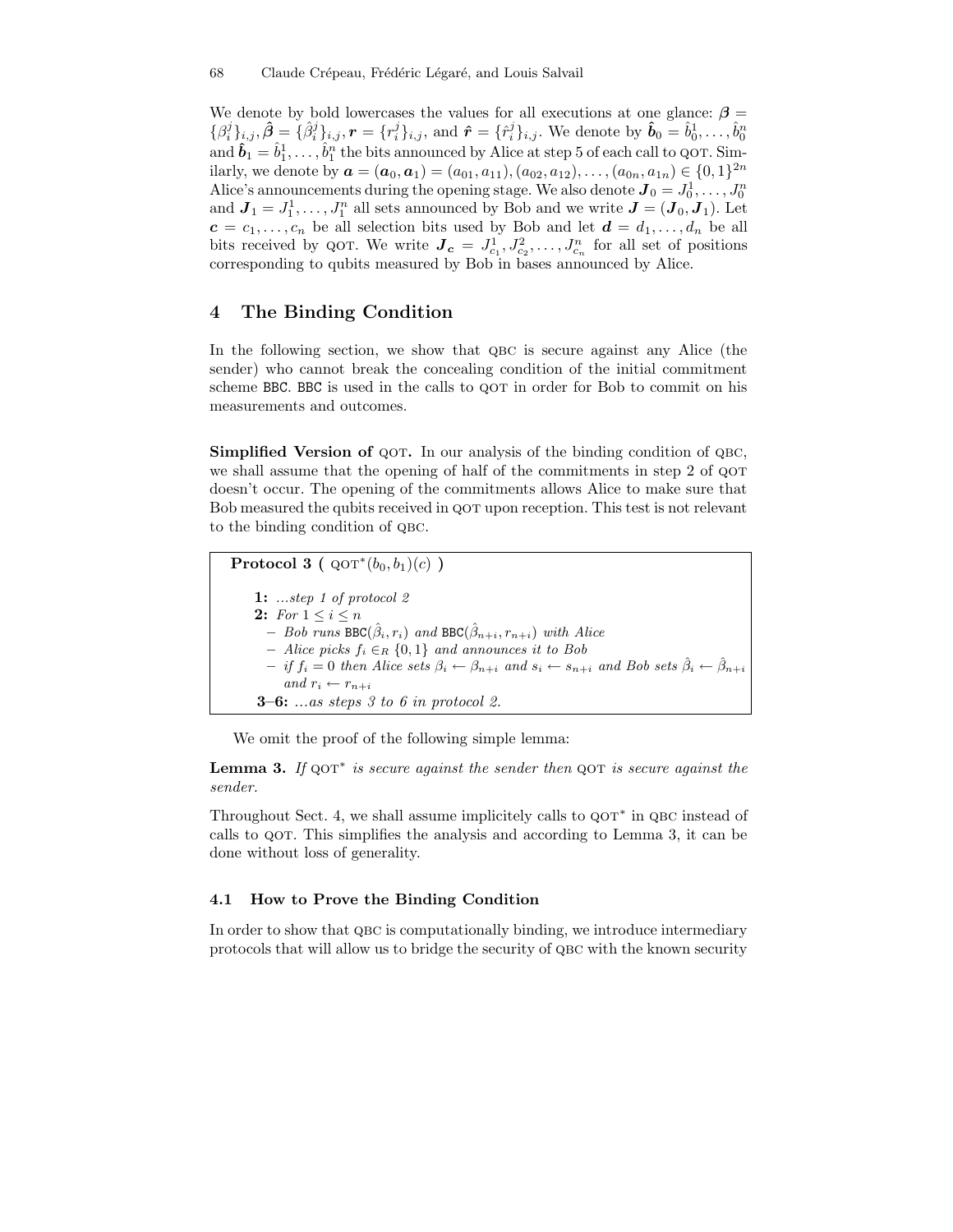We denote by bold lowercases the values for all executions at one glance: $\boldsymbol{\beta} = \{\beta_i^j\}_{i,j}, \hat{\boldsymbol{\beta}} = \{\hat{\beta}_i^j\}_{i,j}, \boldsymbol{r} = \{r_i^j\}_{i,j}$, and $\hat{\boldsymbol{r}} = \{\hat{r}_i^j\}_{i,j}$. We denote by $\hat{\boldsymbol{b}}_0 = \hat{b}_0^1, \ldots, \hat{b}_0^n$ and $\hat{\boldsymbol{b}}_1 = \hat{b}_1^1, \ldots, \hat{b}_1^n$ the bits announced by Alice at step 5 of each call to QOT. Similarly, we denote by $\boldsymbol{a} = (\boldsymbol{a}_0, \boldsymbol{a}_1) = (a_{01}, a_{11}), (a_{02}, a_{12}), \ldots, (a_{0n}, a_{1n}) \in \{0,1\}^{2n}$ Alice's announcements during the opening stage. We also denote $\boldsymbol{J}_0 = J_0^1, \ldots, J_0^n$ and $\boldsymbol{J}_1 = J_1^1, \ldots, J_1^n$ all sets announced by Bob and we write $\boldsymbol{J} = (\boldsymbol{J}_0, \boldsymbol{J}_1)$. Let $\boldsymbol{c} = c_1, \ldots, c_n$ be all selection bits used by Bob and let $\boldsymbol{d} = d_1, \ldots, d_n$ be all bits received by QOT. We write $\boldsymbol{J_c} = J_{c_1}^1, J_{c_2}^2, \ldots, J_{c_n}^n$ for all set of positions corresponding to qubits measured by Bob in bases announced by Alice.

## 4 The Binding Condition

In the following section, we show that QBC is secure against any Alice (the sender) who cannot break the concealing condition of the initial commitment scheme BBC. BBC is used in the calls to QOT in order for Bob to commit on his measurements and outcomes.

**Simplified Version of QOT.** In our analysis of the binding condition of QBC, we shall assume that the opening of half of the commitments in step 2 of QOT doesn't occur. The opening of the commitments allows Alice to make sure that Bob measured the qubits received in QOT upon reception. This test is not relevant to the binding condition of QBC.

**Protocol 3 (** $\text{QOT}^*(b_0, b_1)(c)$ **)**

**1:** *...step 1 of protocol 2*
**2:** *For* $1 \leq i \leq n$
- *Bob runs* $\texttt{BBC}(\hat{\beta}_i, r_i)$ *and* $\texttt{BBC}(\hat{\beta}_{n+i}, r_{n+i})$ *with Alice*
- *Alice picks* $f_i \in_R \{0,1\}$ *and announces it to Bob*
- *if* $f_i = 0$ *then Alice sets* $\beta_i \leftarrow \beta_{n+i}$ *and* $s_i \leftarrow s_{n+i}$ *and Bob sets* $\hat{\beta}_i \leftarrow \hat{\beta}_{n+i}$ *and* $r_i \leftarrow r_{n+i}$

**3–6:** *...as steps 3 to 6 in protocol 2.*

We omit the proof of the following simple lemma:

**Lemma 3.** *If* $\text{QOT}^*$ *is secure against the sender then* QOT *is secure against the sender.*

Throughout Sect. 4, we shall assume implicitely calls to $\text{QOT}^*$ in QBC instead of calls to QOT. This simplifies the analysis and according to Lemma 3, it can be done without loss of generality.

### 4.1 How to Prove the Binding Condition

In order to show that QBC is computationally binding, we introduce intermediary protocols that will allow us to bridge the security of QBC with the known security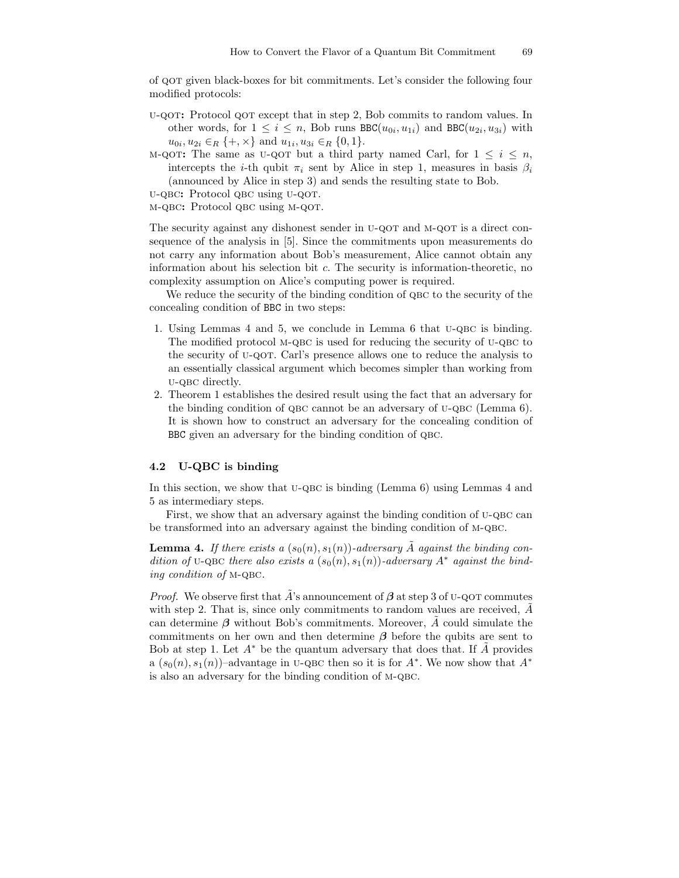of QOT given black-boxes for bit commitments. Let's consider the following four modified protocols:

U-QOT**:** Protocol QOT except that in step 2, Bob commits to random values. In other words, for $1 \leq i \leq n$, Bob runs $\mathtt{BBC}(u_{0i}, u_{1i})$ and $\mathtt{BBC}(u_{2i}, u_{3i})$ with $u_{0i}, u_{2i} \in_R \{+, \times\}$ and $u_{1i}, u_{3i} \in_R \{0, 1\}$.

M-QOT**:** The same as U-QOT but a third party named Carl, for $1 \leq i \leq n$, intercepts the $i$-th qubit $\pi_i$ sent by Alice in step 1, measures in basis $\beta_i$ (announced by Alice in step 3) and sends the resulting state to Bob.

U-QBC**:** Protocol QBC using U-QOT.

M-QBC**:** Protocol QBC using M-QOT.

The security against any dishonest sender in U-QOT and M-QOT is a direct consequence of the analysis in [5]. Since the commitments upon measurements do not carry any information about Bob's measurement, Alice cannot obtain any information about his selection bit $c$. The security is information-theoretic, no complexity assumption on Alice's computing power is required.

We reduce the security of the binding condition of QBC to the security of the concealing condition of BBC in two steps:

1. Using Lemmas 4 and 5, we conclude in Lemma 6 that U-QBC is binding. The modified protocol M-QBC is used for reducing the security of U-QBC to the security of U-QOT. Carl's presence allows one to reduce the analysis to an essentially classical argument which becomes simpler than working from U-QBC directly.
2. Theorem 1 establishes the desired result using the fact that an adversary for the binding condition of QBC cannot be an adversary of U-QBC (Lemma 6). It is shown how to construct an adversary for the concealing condition of BBC given an adversary for the binding condition of QBC.

### 4.2 U-QBC is binding

In this section, we show that U-QBC is binding (Lemma 6) using Lemmas 4 and 5 as intermediary steps.

First, we show that an adversary against the binding condition of U-QBC can be transformed into an adversary against the binding condition of M-QBC.

**Lemma 4.** *If there exists a $(s_0(n), s_1(n))$-adversary $\tilde{A}$ against the binding condition of* U-QBC *there also exists a $(s_0(n), s_1(n))$-adversary $A^*$ against the binding condition of* M-QBC.

*Proof.* We observe first that $\tilde{A}$'s announcement of $\boldsymbol{\beta}$ at step 3 of U-QOT commutes with step 2. That is, since only commitments to random values are received, $\tilde{A}$ can determine $\boldsymbol{\beta}$ without Bob's commitments. Moreover, $\tilde{A}$ could simulate the commitments on her own and then determine $\boldsymbol{\beta}$ before the qubits are sent to Bob at step 1. Let $A^*$ be the quantum adversary that does that. If $\tilde{A}$ provides a $(s_0(n), s_1(n))$–advantage in U-QBC then so it is for $A^*$. We now show that $A^*$ is also an adversary for the binding condition of M-QBC.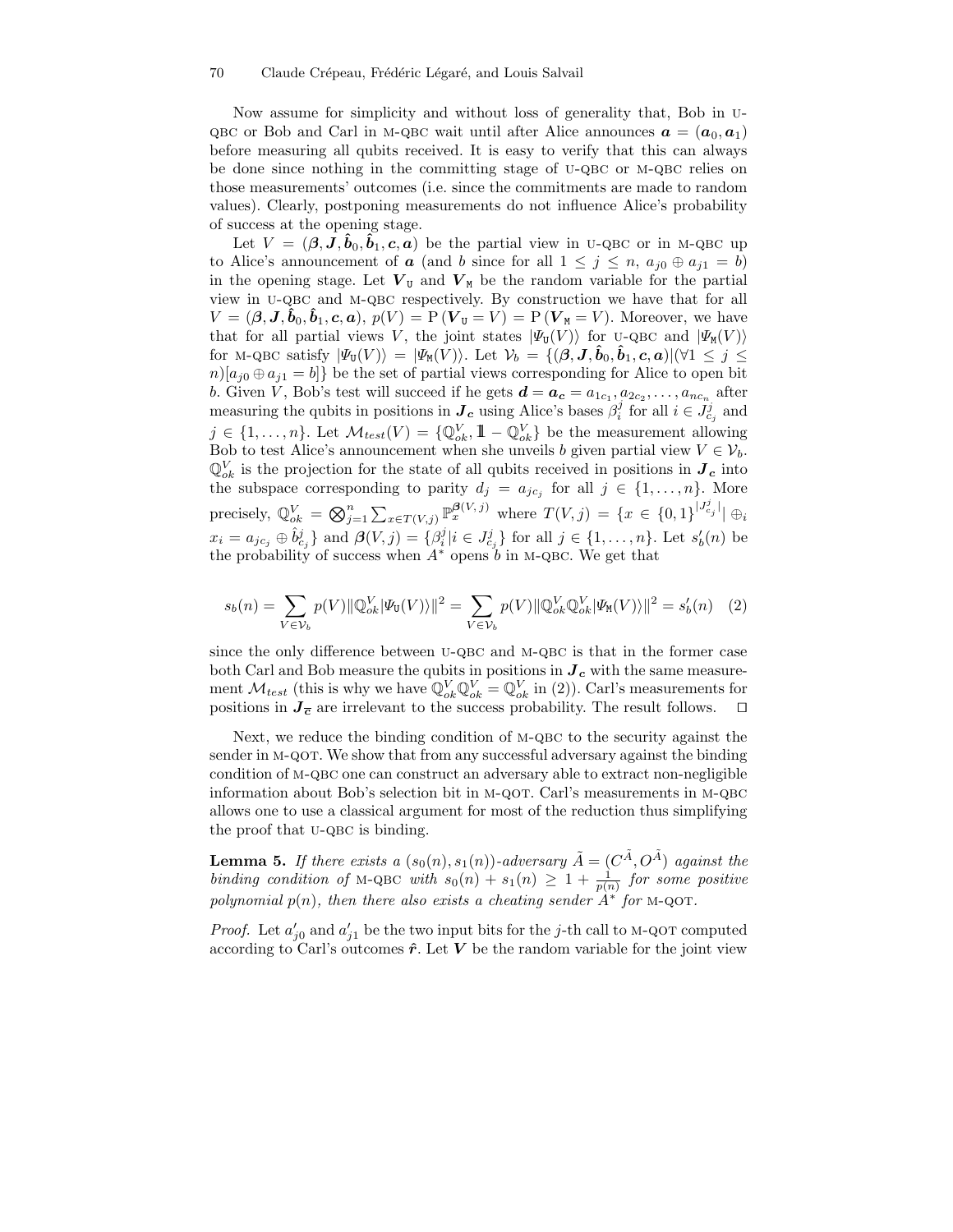Now assume for simplicity and without loss of generality that, Bob in U-QBC or Bob and Carl in M-QBC wait until after Alice announces $\boldsymbol{a} = (\boldsymbol{a}_0, \boldsymbol{a}_1)$ before measuring all qubits received. It is easy to verify that this can always be done since nothing in the committing stage of U-QBC or M-QBC relies on those measurements' outcomes (i.e. since the commitments are made to random values). Clearly, postponing measurements do not influence Alice's probability of success at the opening stage.

Let $V = (\boldsymbol{\beta}, \boldsymbol{J}, \hat{\boldsymbol{b}}_0, \hat{\boldsymbol{b}}_1, \boldsymbol{c}, \boldsymbol{a})$ be the partial view in U-QBC or in M-QBC up to Alice's announcement of $\boldsymbol{a}$ (and $b$ since for all $1 \leq j \leq n$, $a_{j0} \oplus a_{j1} = b$) in the opening stage. Let $\boldsymbol{V}_{\mathtt{U}}$ and $\boldsymbol{V}_{\mathtt{M}}$ be the random variable for the partial view in U-QBC and M-QBC respectively. By construction we have that for all $V = (\boldsymbol{\beta}, \boldsymbol{J}, \hat{\boldsymbol{b}}_0, \hat{\boldsymbol{b}}_1, \boldsymbol{c}, \boldsymbol{a})$, $p(V) = \mathrm{P}\left(\boldsymbol{V}_{\mathtt{U}} = V\right) = \mathrm{P}\left(\boldsymbol{V}_{\mathtt{M}} = V\right)$. Moreover, we have that for all partial views $V$, the joint states $|\Psi_{\mathtt{U}}(V)\rangle$ for U-QBC and $|\Psi_{\mathtt{M}}(V)\rangle$ for M-QBC satisfy $|\Psi_{\mathtt{U}}(V)\rangle = |\Psi_{\mathtt{M}}(V)\rangle$. Let $\mathcal{V}_b = \{(\boldsymbol{\beta}, \boldsymbol{J}, \hat{\boldsymbol{b}}_0, \hat{\boldsymbol{b}}_1, \boldsymbol{c}, \boldsymbol{a}) | (\forall 1 \leq j \leq n)[a_{j0} \oplus a_{j1} = b]\}$ be the set of partial views corresponding for Alice to open bit $b$. Given $V$, Bob's test will succeed if he gets $\boldsymbol{d} = \boldsymbol{a}_{\boldsymbol{c}} = a_{1c_1}, a_{2c_2}, \ldots, a_{nc_n}$ after measuring the qubits in positions in $\boldsymbol{J}_{\boldsymbol{c}}$ using Alice's bases $\beta_i^j$ for all $i \in J_{c_j}^j$ and $j \in \{1, \ldots, n\}$. Let $\mathcal{M}_{test}(V) = \{\mathbb{Q}_{ok}^V, \mathbb{1} - \mathbb{Q}_{ok}^V\}$ be the measurement allowing Bob to test Alice's announcement when she unveils $b$ given partial view $V \in \mathcal{V}_b$. $\mathbb{Q}_{ok}^V$ is the projection for the state of all qubits received in positions in $\boldsymbol{J}_{\boldsymbol{c}}$ into the subspace corresponding to parity $d_j = a_{jc_j}$ for all $j \in \{1, \ldots, n\}$. More precisely, $\mathbb{Q}_{ok}^V = \bigotimes_{j=1}^n \sum_{x \in T(V,j)} \mathbb{P}_x^{\boldsymbol{\beta}(V,j)}$ where $T(V,j) = \{x \in \{0,1\}^{|J_{c_j}^j|} \mid \oplus_i x_i = a_{jc_j} \oplus \hat{b}_{c_j}^j\}$ and $\boldsymbol{\beta}(V,j) = \{\beta_i^j | i \in J_{c_j}^j\}$ for all $j \in \{1, \ldots, n\}$. Let $s_b'(n)$ be the probability of success when $A^*$ opens $b$ in M-QBC. We get that

$$s_b(n) = \sum_{V \in \mathcal{V}_b} p(V) \|\mathbb{Q}_{ok}^V |\Psi_{\mathtt{U}}(V)\rangle\|^2 = \sum_{V \in \mathcal{V}_b} p(V) \|\mathbb{Q}_{ok}^V \mathbb{Q}_{ok}^V |\Psi_{\mathtt{M}}(V)\rangle\|^2 = s_b'(n) \quad (2)$$

since the only difference between U-QBC and M-QBC is that in the former case both Carl and Bob measure the qubits in positions in $\boldsymbol{J}_{\boldsymbol{c}}$ with the same measurement $\mathcal{M}_{test}$ (this is why we have $\mathbb{Q}_{ok}^V \mathbb{Q}_{ok}^V = \mathbb{Q}_{ok}^V$ in (2)). Carl's measurements for positions in $\boldsymbol{J}_{\overline{\boldsymbol{c}}}$ are irrelevant to the success probability. The result follows. $\square$

Next, we reduce the binding condition of M-QBC to the security against the sender in M-QOT. We show that from any successful adversary against the binding condition of M-QBC one can construct an adversary able to extract non-negligible information about Bob's selection bit in M-QOT. Carl's measurements in M-QBC allows one to use a classical argument for most of the reduction thus simplifying the proof that U-QBC is binding.

**Lemma 5.** *If there exists a $(s_0(n), s_1(n))$-adversary $\tilde{A} = (C^{\tilde{A}}, O^{\tilde{A}})$ against the binding condition of* M-QBC *with $s_0(n) + s_1(n) \geq 1 + \frac{1}{p(n)}$ for some positive polynomial $p(n)$, then there also exists a cheating sender $A^*$ for* M-QOT.

*Proof.* Let $a_{j0}'$ and $a_{j1}'$ be the two input bits for the $j$-th call to M-QOT computed according to Carl's outcomes $\hat{\boldsymbol{r}}$. Let $\boldsymbol{V}$ be the random variable for the joint view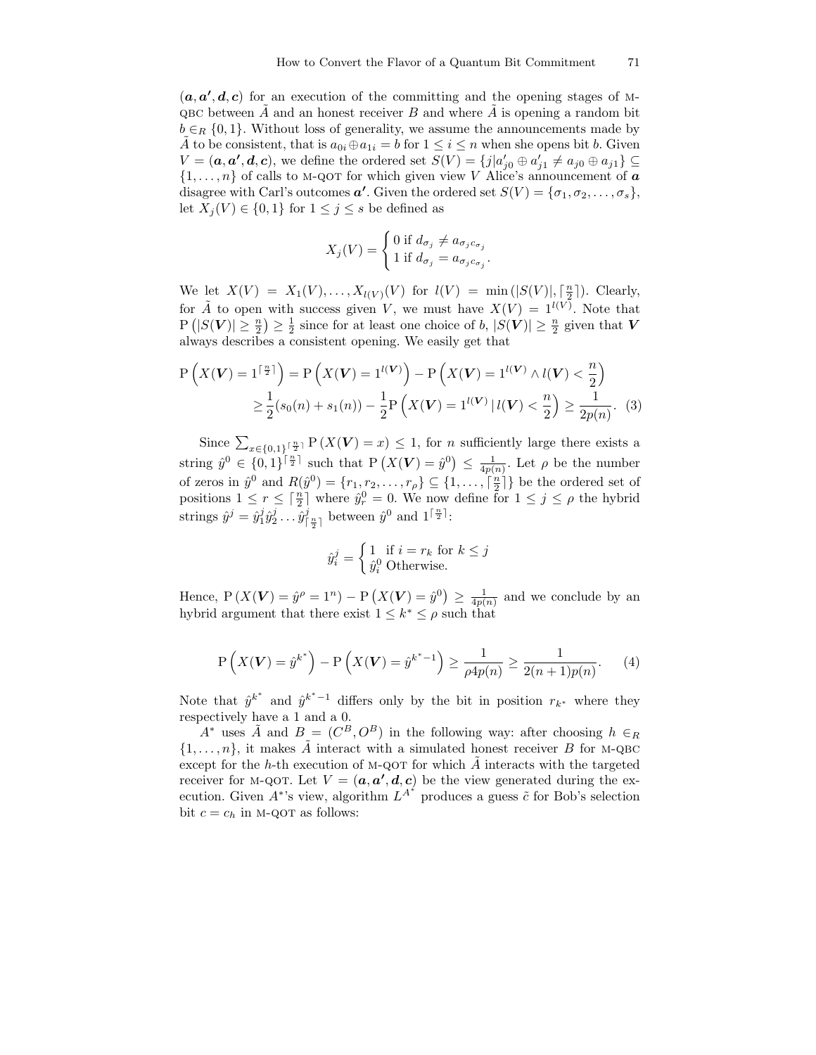$(\boldsymbol{a}, \boldsymbol{a'}, \boldsymbol{d}, \boldsymbol{c})$ for an execution of the committing and the opening stages of M-QBC between $\tilde{A}$ and an honest receiver $B$ and where $\tilde{A}$ is opening a random bit $b \in_R \{0,1\}$. Without loss of generality, we assume the announcements made by $\tilde{A}$ to be consistent, that is $a_{0i} \oplus a_{1i} = b$ for $1 \leq i \leq n$ when she opens bit $b$. Given $V = (\boldsymbol{a}, \boldsymbol{a'}, \boldsymbol{d}, \boldsymbol{c})$, we define the ordered set $S(V) = \{j | a'_{j0} \oplus a'_{j1} \neq a_{j0} \oplus a_{j1}\} \subseteq \{1, \ldots, n\}$ of calls to M-QOT for which given view $V$ Alice's announcement of $\boldsymbol{a}$ disagree with Carl's outcomes $\boldsymbol{a'}$. Given the ordered set $S(V) = \{\sigma_1, \sigma_2, \ldots, \sigma_s\}$, let $X_j(V) \in \{0,1\}$ for $1 \leq j \leq s$ be defined as

$$X_j(V) = \begin{cases} 0 \text{ if } d_{\sigma_j} \neq a_{\sigma_j c_{\sigma_j}} \\ 1 \text{ if } d_{\sigma_j} = a_{\sigma_j c_{\sigma_j}}. \end{cases}$$

We let $X(V) = X_1(V), \ldots, X_{l(V)}(V)$ for $l(V) = \min(|S(V)|, \lceil \frac{n}{2} \rceil)$. Clearly, for $\tilde{A}$ to open with success given $V$, we must have $X(V) = 1^{l(V)}$. Note that $\mathrm{P}\left(|S(\boldsymbol{V})| \geq \frac{n}{2}\right) \geq \frac{1}{2}$ since for at least one choice of $b$, $|S(\boldsymbol{V})| \geq \frac{n}{2}$ given that $\boldsymbol{V}$ always describes a consistent opening. We easily get that

$$\begin{aligned}\mathrm{P}\left(X(\boldsymbol{V}) = 1^{\lceil \frac{n}{2} \rceil}\right) &= \mathrm{P}\left(X(\boldsymbol{V}) = 1^{l(\boldsymbol{V})}\right) - \mathrm{P}\left(X(\boldsymbol{V}) = 1^{l(\boldsymbol{V})} \wedge l(\boldsymbol{V}) < \frac{n}{2}\right) \\ &\geq \frac{1}{2}(s_0(n) + s_1(n)) - \frac{1}{2}\mathrm{P}\left(X(\boldsymbol{V}) = 1^{l(\boldsymbol{V})} \,|\, l(\boldsymbol{V}) < \frac{n}{2}\right) \geq \frac{1}{2p(n)}. \quad (3)\end{aligned}$$

Since $\sum_{x \in \{0,1\}^{\lceil \frac{n}{2} \rceil}} \mathrm{P}(X(\boldsymbol{V}) = x) \leq 1$, for $n$ sufficiently large there exists a string $\hat{y}^0 \in \{0,1\}^{\lceil \frac{n}{2} \rceil}$ such that $\mathrm{P}\left(X(\boldsymbol{V}) = \hat{y}^0\right) \leq \frac{1}{4p(n)}$. Let $\rho$ be the number of zeros in $\hat{y}^0$ and $R(\hat{y}^0) = \{r_1, r_2, \ldots, r_\rho\} \subseteq \{1, \ldots, \lceil \frac{n}{2} \rceil\}$ be the ordered set of positions $1 \leq r \leq \lceil \frac{n}{2} \rceil$ where $\hat{y}^0_r = 0$. We now define for $1 \leq j \leq \rho$ the hybrid strings $\hat{y}^j = \hat{y}^j_1 \hat{y}^j_2 \ldots \hat{y}^j_{\lceil \frac{n}{2} \rceil}$ between $\hat{y}^0$ and $1^{\lceil \frac{n}{2} \rceil}$:

$$\hat{y}^j_i = \begin{cases} 1 & \text{if } i = r_k \text{ for } k \leq j \\ \hat{y}^0_i & \text{Otherwise.} \end{cases}$$

Hence, $\mathrm{P}(X(\boldsymbol{V}) = \hat{y}^\rho = 1^n) - \mathrm{P}\left(X(\boldsymbol{V}) = \hat{y}^0\right) \geq \frac{1}{4p(n)}$ and we conclude by an hybrid argument that there exist $1 \leq k^* \leq \rho$ such that

$$\mathrm{P}\left(X(\boldsymbol{V}) = \hat{y}^{k^*}\right) - \mathrm{P}\left(X(\boldsymbol{V}) = \hat{y}^{k^*-1}\right) \geq \frac{1}{\rho 4p(n)} \geq \frac{1}{2(n+1)p(n)}. \quad (4)$$

Note that $\hat{y}^{k^*}$ and $\hat{y}^{k^*-1}$ differs only by the bit in position $r_{k^*}$ where they respectively have a 1 and a 0.

$A^*$ uses $\tilde{A}$ and $B = (C^B, O^B)$ in the following way: after choosing $h \in_R \{1, \ldots, n\}$, it makes $\tilde{A}$ interact with a simulated honest receiver $B$ for M-QBC except for the $h$-th execution of M-QOT for which $\tilde{A}$ interacts with the targeted receiver for M-QOT. Let $V = (\boldsymbol{a}, \boldsymbol{a'}, \boldsymbol{d}, \boldsymbol{c})$ be the view generated during the execution. Given $A^*$'s view, algorithm $L^{A^*}$ produces a guess $\tilde{c}$ for Bob's selection bit $c = c_h$ in M-QOT as follows: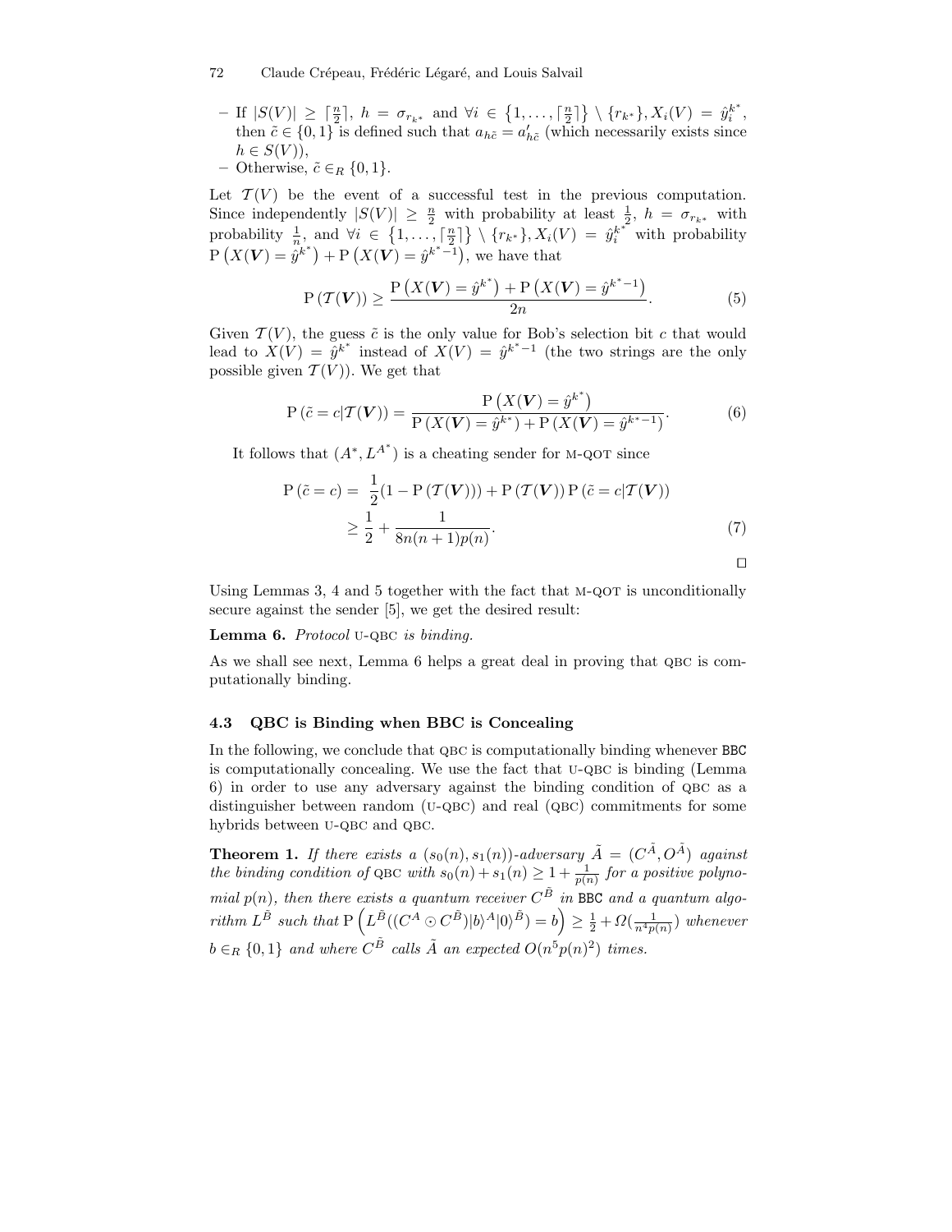– If $|S(V)| \geq \lceil \frac{n}{2} \rceil$, $h = \sigma_{r_{k^*}}$ and $\forall i \in \{1, \ldots, \lceil \frac{n}{2} \rceil\} \setminus \{r_{k^*}\}, X_i(V) = \hat{y}_i^{k^*}$, then $\tilde{c} \in \{0,1\}$ is defined such that $a_{h\tilde{c}} = a'_{h\tilde{c}}$ (which necessarily exists since $h \in S(V)$),
– Otherwise, $\tilde{c} \in_R \{0,1\}$.

Let $\mathcal{T}(V)$ be the event of a successful test in the previous computation. Since independently $|S(V)| \geq \frac{n}{2}$ with probability at least $\frac{1}{2}$, $h = \sigma_{r_{k^*}}$ with probability $\frac{1}{n}$, and $\forall i \in \{1, \ldots, \lceil \frac{n}{2} \rceil\} \setminus \{r_{k^*}\}, X_i(V) = \hat{y}_i^{k^*}$ with probability $\mathrm{P}\left(X(\boldsymbol{V}) = \hat{y}^{k^*}\right) + \mathrm{P}\left(X(\boldsymbol{V}) = \hat{y}^{k^*-1}\right)$, we have that

$$\mathrm{P}\left(\mathcal{T}(\boldsymbol{V})\right) \geq \frac{\mathrm{P}\left(X(\boldsymbol{V}) = \hat{y}^{k^*}\right) + \mathrm{P}\left(X(\boldsymbol{V}) = \hat{y}^{k^*-1}\right)}{2n}. \tag{5}$$

Given $\mathcal{T}(V)$, the guess $\tilde{c}$ is the only value for Bob's selection bit $c$ that would lead to $X(V) = \hat{y}^{k^*}$ instead of $X(V) = \hat{y}^{k^*-1}$ (the two strings are the only possible given $\mathcal{T}(V)$). We get that

$$\mathrm{P}\left(\tilde{c} = c | \mathcal{T}(\boldsymbol{V})\right) = \frac{\mathrm{P}\left(X(\boldsymbol{V}) = \hat{y}^{k^*}\right)}{\mathrm{P}\left(X(\boldsymbol{V}) = \hat{y}^{k^*}\right) + \mathrm{P}\left(X(\boldsymbol{V}) = \hat{y}^{k^*-1}\right)}. \tag{6}$$

It follows that $(A^*, L^{A^*})$ is a cheating sender for M-QOT since

$$\begin{aligned}\mathrm{P}\left(\tilde{c} = c\right) &= \frac{1}{2}(1 - \mathrm{P}\left(\mathcal{T}(\boldsymbol{V})\right)) + \mathrm{P}\left(\mathcal{T}(\boldsymbol{V})\right) \mathrm{P}\left(\tilde{c} = c | \mathcal{T}(\boldsymbol{V})\right) \\ &\geq \frac{1}{2} + \frac{1}{8n(n+1)p(n)}.\end{aligned} \tag{7}$$

□

Using Lemmas 3, 4 and 5 together with the fact that M-QOT is unconditionally secure against the sender [5], we get the desired result:

**Lemma 6.** *Protocol* U-QBC *is binding.*

As we shall see next, Lemma 6 helps a great deal in proving that QBC is computationally binding.

### 4.3 QBC is Binding when BBC is Concealing

In the following, we conclude that QBC is computationally binding whenever BBC is computationally concealing. We use the fact that U-QBC is binding (Lemma 6) in order to use any adversary against the binding condition of QBC as a distinguisher between random (U-QBC) and real (QBC) commitments for some hybrids between U-QBC and QBC.

**Theorem 1.** *If there exists a $(s_0(n), s_1(n))$-adversary $\tilde{A} = (C^{\tilde{A}}, O^{\tilde{A}})$ against the binding condition of* QBC *with $s_0(n) + s_1(n) \geq 1 + \frac{1}{p(n)}$ for a positive polynomial $p(n)$, then there exists a quantum receiver $C^{\tilde{B}}$ in* BBC *and a quantum algorithm $L^{\tilde{B}}$ such that $\mathrm{P}\left(L^{\tilde{B}}((C^A \odot C^{\tilde{B}})|b\rangle^A|0\rangle^{\tilde{B}}) = b\right) \geq \frac{1}{2} + \Omega(\frac{1}{n^4 p(n)})$ whenever $b \in_R \{0,1\}$ and where $C^{\tilde{B}}$ calls $\tilde{A}$ an expected $O(n^5 p(n)^2)$ times.*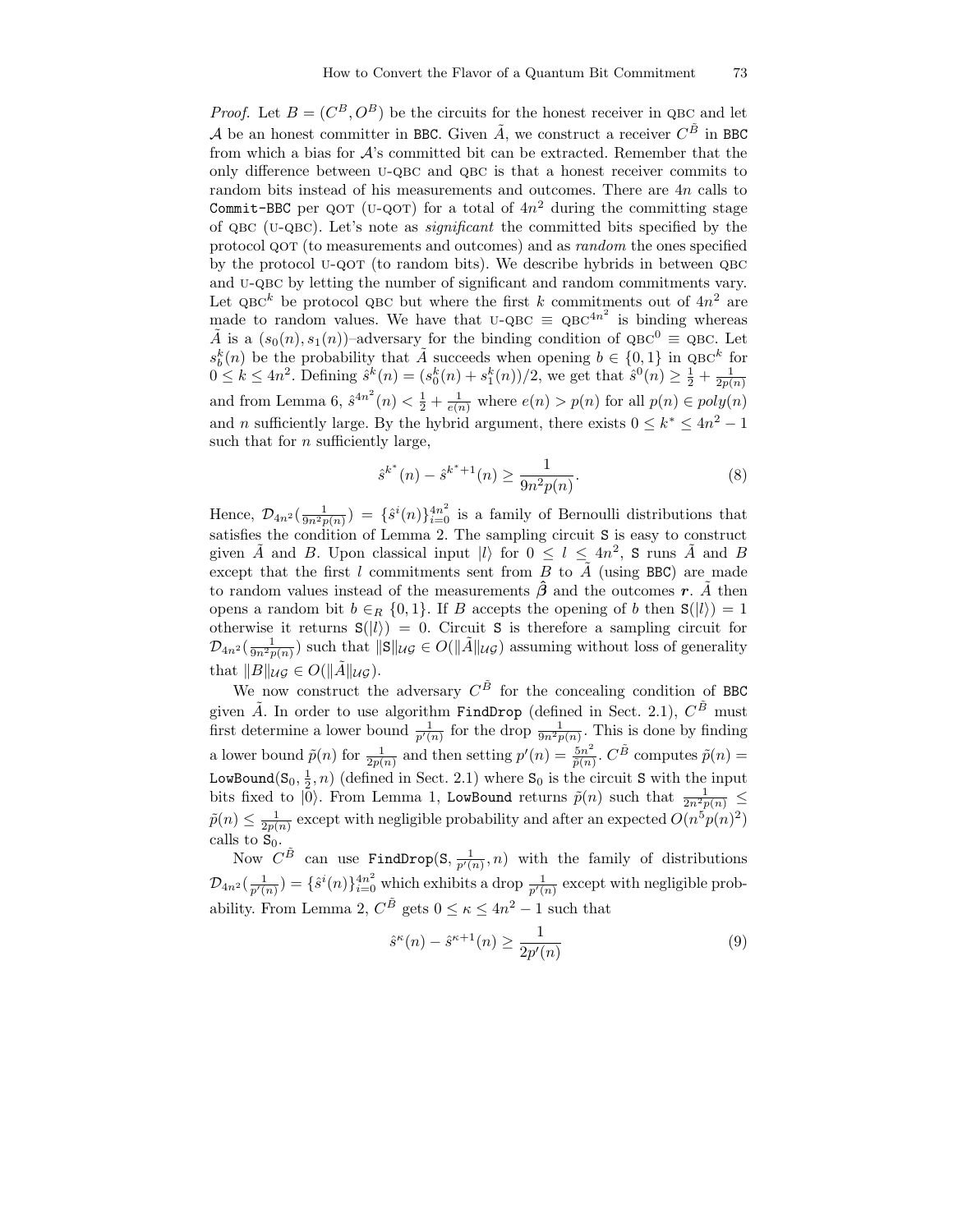*Proof.* Let $B = (C^B, O^B)$ be the circuits for the honest receiver in QBC and let $\mathcal{A}$ be an honest committer in BBC. Given $\tilde{A}$, we construct a receiver $C^{\tilde{B}}$ in BBC from which a bias for $\mathcal{A}$'s committed bit can be extracted. Remember that the only difference between U-QBC and QBC is that a honest receiver commits to random bits instead of his measurements and outcomes. There are $4n$ calls to Commit-BBC per QOT (U-QOT) for a total of $4n^2$ during the committing stage of QBC (U-QBC). Let's note as *significant* the committed bits specified by the protocol QOT (to measurements and outcomes) and as *random* the ones specified by the protocol U-QOT (to random bits). We describe hybrids in between QBC and U-QBC by letting the number of significant and random commitments vary. Let $\text{QBC}^k$ be protocol QBC but where the first $k$ commitments out of $4n^2$ are made to random values. We have that $\text{U-QBC} \equiv \text{QBC}^{4n^2}$ is binding whereas $\tilde{A}$ is a $(s_0(n), s_1(n))$–adversary for the binding condition of $\text{QBC}^0 \equiv \text{QBC}$. Let $s_b^k(n)$ be the probability that $\tilde{A}$ succeeds when opening $b \in \{0,1\}$ in $\text{QBC}^k$ for $0 \leq k \leq 4n^2$. Defining $\hat{s}^k(n) = (s_0^k(n) + s_1^k(n))/2$, we get that $\hat{s}^0(n) \geq \frac{1}{2} + \frac{1}{2p(n)}$ and from Lemma 6, $\hat{s}^{4n^2}(n) < \frac{1}{2} + \frac{1}{e(n)}$ where $e(n) > p(n)$ for all $p(n) \in poly(n)$ and $n$ sufficiently large. By the hybrid argument, there exists $0 \leq k^* \leq 4n^2 - 1$ such that for $n$ sufficiently large,

$$\hat{s}^{k^*}(n) - \hat{s}^{k^*+1}(n) \geq \frac{1}{9n^2 p(n)}. \tag{8}$$

Hence, $\mathcal{D}_{4n^2}(\frac{1}{9n^2p(n)}) = \{\hat{s}^i(n)\}_{i=0}^{4n^2}$ is a family of Bernoulli distributions that satisfies the condition of Lemma 2. The sampling circuit S is easy to construct given $\tilde{A}$ and $B$. Upon classical input $|l\rangle$ for $0 \leq l \leq 4n^2$, S runs $\tilde{A}$ and $B$ except that the first $l$ commitments sent from $B$ to $\tilde{A}$ (using BBC) are made to random values instead of the measurements $\hat{\boldsymbol{\beta}}$ and the outcomes $\boldsymbol{r}$. $\tilde{A}$ then opens a random bit $b \in_R \{0,1\}$. If $B$ accepts the opening of $b$ then $\mathtt{S}(|l\rangle) = 1$ otherwise it returns $\mathtt{S}(|l\rangle) = 0$. Circuit S is therefore a sampling circuit for $\mathcal{D}_{4n^2}(\frac{1}{9n^2p(n)})$ such that $\|\mathtt{S}\|_{\mathcal{UG}} \in O(\|\tilde{A}\|_{\mathcal{UG}})$ assuming without loss of generality that $\|B\|_{\mathcal{UG}} \in O(\|\tilde{A}\|_{\mathcal{UG}})$.

We now construct the adversary $C^{\tilde{B}}$ for the concealing condition of BBC given $\tilde{A}$. In order to use algorithm FindDrop (defined in Sect. 2.1), $C^{\tilde{B}}$ must first determine a lower bound $\frac{1}{p'(n)}$ for the drop $\frac{1}{9n^2p(n)}$. This is done by finding a lower bound $\tilde{p}(n)$ for $\frac{1}{2p(n)}$ and then setting $p'(n) = \frac{5n^2}{\tilde{p}(n)}$. $C^{\tilde{B}}$ computes $\tilde{p}(n) = \mathtt{LowBound}(\mathtt{S}_0, \frac{1}{2}, n)$ (defined in Sect. 2.1) where $\mathtt{S}_0$ is the circuit S with the input bits fixed to $|0\rangle$. From Lemma 1, LowBound returns $\tilde{p}(n)$ such that $\frac{1}{2n^2p(n)} \leq \tilde{p}(n) \leq \frac{1}{2p(n)}$ except with negligible probability and after an expected $O(n^5 p(n)^2)$ calls to $\mathtt{S}_0$.

Now $C^{\tilde{B}}$ can use $\mathtt{FindDrop}(\mathtt{S}, \frac{1}{p'(n)}, n)$ with the family of distributions $\mathcal{D}_{4n^2}(\frac{1}{p'(n)}) = \{\hat{s}^i(n)\}_{i=0}^{4n^2}$ which exhibits a drop $\frac{1}{p'(n)}$ except with negligible probability. From Lemma 2, $C^{\tilde{B}}$ gets $0 \leq \kappa \leq 4n^2 - 1$ such that

$$\hat{s}^{\kappa}(n) - \hat{s}^{\kappa+1}(n) \geq \frac{1}{2p'(n)} \tag{9}$$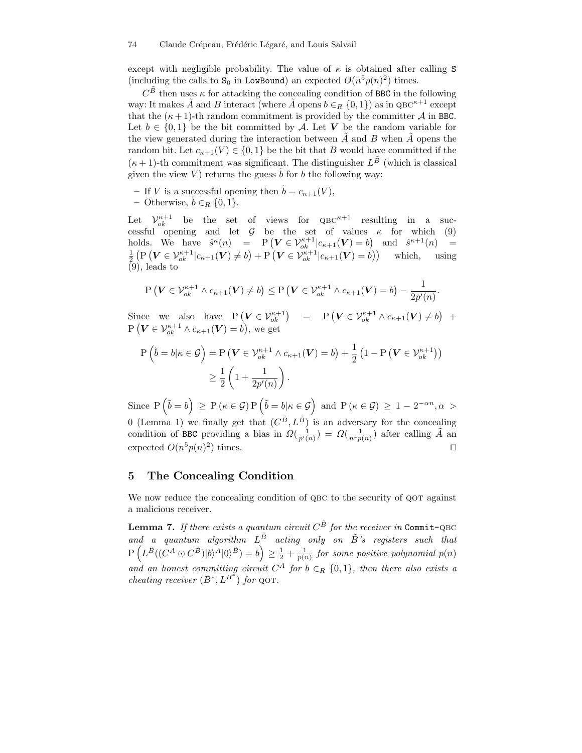except with negligible probability. The value of $\kappa$ is obtained after calling S (including the calls to $S_0$ in LowBound) an expected $O(n^5 p(n)^2)$ times.

$C^{\tilde{B}}$ then uses $\kappa$ for attacking the concealing condition of BBC in the following way: It makes $\tilde{A}$ and $B$ interact (where $\tilde{A}$ opens $b \in_R \{0,1\}$) as in $\text{QBC}^{\kappa+1}$ except that the $(\kappa+1)$-th random commitment is provided by the committer $\mathcal{A}$ in BBC. Let $b \in \{0,1\}$ be the bit committed by $\mathcal{A}$. Let $\boldsymbol{V}$ be the random variable for the view generated during the interaction between $\tilde{A}$ and $B$ when $\tilde{A}$ opens the random bit. Let $c_{\kappa+1}(V) \in \{0,1\}$ be the bit that $B$ would have committed if the $(\kappa+1)$-th commitment was significant. The distinguisher $L^{\tilde{B}}$ (which is classical given the view $V$) returns the guess $\tilde{b}$ for $b$ the following way:

- If $V$ is a successful opening then $\tilde{b} = c_{\kappa+1}(V)$,
- Otherwise, $\tilde{b} \in_R \{0,1\}$.

Let $\mathcal{V}_{ok}^{\kappa+1}$ be the set of views for $\text{QBC}^{\kappa+1}$ resulting in a successful opening and let $\mathcal{G}$ be the set of values $\kappa$ for which (9) holds. We have $\hat{s}^{\kappa}(n) = \text{P}\left(\boldsymbol{V} \in \mathcal{V}_{ok}^{\kappa+1} | c_{\kappa+1}(\boldsymbol{V}) = b\right)$ and $\hat{s}^{\kappa+1}(n) = \frac{1}{2}\left(\text{P}\left(\boldsymbol{V} \in \mathcal{V}_{ok}^{\kappa+1} | c_{\kappa+1}(\boldsymbol{V}) \neq b\right) + \text{P}\left(\boldsymbol{V} \in \mathcal{V}_{ok}^{\kappa+1} | c_{\kappa+1}(\boldsymbol{V}) = b\right)\right)$ which, using (9), leads to

$$\text{P}\left(\boldsymbol{V} \in \mathcal{V}_{ok}^{\kappa+1} \wedge c_{\kappa+1}(\boldsymbol{V}) \neq b\right) \leq \text{P}\left(\boldsymbol{V} \in \mathcal{V}_{ok}^{\kappa+1} \wedge c_{\kappa+1}(\boldsymbol{V}) = b\right) - \frac{1}{2p'(n)}.$$

Since we also have $\text{P}\left(\boldsymbol{V} \in \mathcal{V}_{ok}^{\kappa+1}\right) = \text{P}\left(\boldsymbol{V} \in \mathcal{V}_{ok}^{\kappa+1} \wedge c_{\kappa+1}(\boldsymbol{V}) \neq b\right) + \text{P}\left(\boldsymbol{V} \in \mathcal{V}_{ok}^{\kappa+1} \wedge c_{\kappa+1}(\boldsymbol{V}) = b\right)$, we get

$$\begin{aligned}
\text{P}\left(\tilde{b} = b | \kappa \in \mathcal{G}\right) &= \text{P}\left(\boldsymbol{V} \in \mathcal{V}_{ok}^{\kappa+1} \wedge c_{\kappa+1}(\boldsymbol{V}) = b\right) + \frac{1}{2}\left(1 - \text{P}\left(\boldsymbol{V} \in \mathcal{V}_{ok}^{\kappa+1}\right)\right) \\
&\geq \frac{1}{2}\left(1 + \frac{1}{2p'(n)}\right).
\end{aligned}$$

Since $\text{P}\left(\tilde{b} = b\right) \geq \text{P}\left(\kappa \in \mathcal{G}\right) \text{P}\left(\tilde{b} = b | \kappa \in \mathcal{G}\right)$ and $\text{P}\left(\kappa \in \mathcal{G}\right) \geq 1 - 2^{-\alpha n}, \alpha > 0$ (Lemma 1) we finally get that $(C^{\tilde{B}}, L^{\tilde{B}})$ is an adversary for the concealing condition of BBC providing a bias in $\Omega(\frac{1}{p'(n)}) = \Omega(\frac{1}{n^4 p(n)})$ after calling $\tilde{A}$ an expected $O(n^5 p(n)^2)$ times. □

## 5 The Concealing Condition

We now reduce the concealing condition of QBC to the security of QOT against a malicious receiver.

**Lemma 7.** *If there exists a quantum circuit $C^{\tilde{B}}$ for the receiver in* Commit-QBC *and a quantum algorithm $L^{\tilde{B}}$ acting only on $\tilde{B}$'s registers such that $\text{P}\left(L^{\tilde{B}}((C^A \odot C^{\tilde{B}})|b\rangle^A|0\rangle^{\tilde{B}}) = b\right) \geq \frac{1}{2} + \frac{1}{p(n)}$ for some positive polynomial $p(n)$ and an honest committing circuit $C^A$ for $b \in_R \{0,1\}$, then there also exists a cheating receiver $(B^*, L^{B^*})$ for* QOT.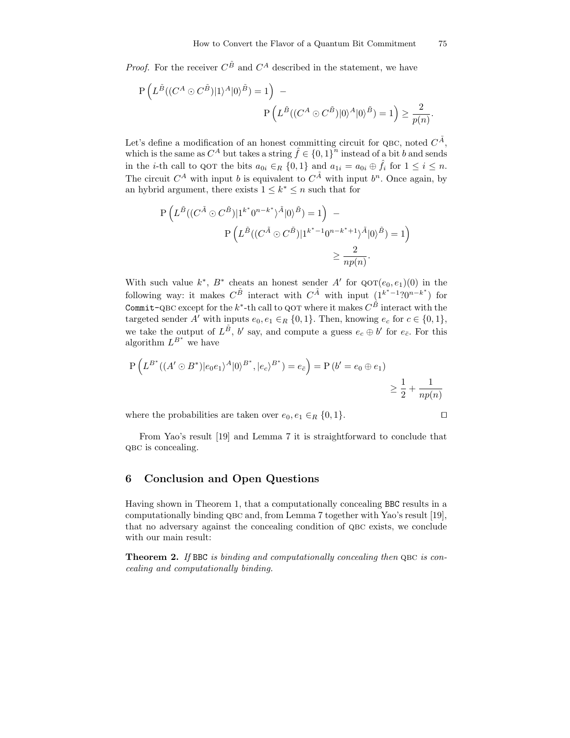*Proof.* For the receiver $C^{\tilde{B}}$ and $C^A$ described in the statement, we have

$$\mathrm{P}\left(L^{\tilde{B}}((C^A \odot C^{\tilde{B}})|1\rangle^A|0\rangle^{\tilde{B}}) = 1\right) - \mathrm{P}\left(L^{\tilde{B}}((C^A \odot C^{\tilde{B}})|0\rangle^A|0\rangle^{\tilde{B}}) = 1\right) \geq \frac{2}{p(n)}.$$

Let's define a modification of an honest committing circuit for QBC, noted $C^{\tilde{A}}$, which is the same as $C^A$ but takes a string $\hat{f} \in \{0,1\}^n$ instead of a bit $b$ and sends in the $i$-th call to QOT the bits $a_{0i} \in_R \{0,1\}$ and $a_{1i} = a_{0i} \oplus \hat{f}_i$ for $1 \leq i \leq n$. The circuit $C^A$ with input $b$ is equivalent to $C^{\tilde{A}}$ with input $b^n$. Once again, by an hybrid argument, there exists $1 \leq k^* \leq n$ such that for

$$\mathrm{P}\left(L^{\tilde{B}}((C^{\tilde{A}} \odot C^{\tilde{B}})|1^{k^*}0^{n-k^*}\rangle^{\tilde{A}}|0\rangle^{\tilde{B}}) = 1\right) - \mathrm{P}\left(L^{\tilde{B}}((C^{\tilde{A}} \odot C^{\tilde{B}})|1^{k^*-1}0^{n-k^*+1}\rangle^{\tilde{A}}|0\rangle^{\tilde{B}}) = 1\right) \geq \frac{2}{np(n)}.$$

With such value $k^*$, $B^*$ cheats an honest sender $A'$ for $\mathrm{QOT}(e_0, e_1)(0)$ in the following way: it makes $C^{\tilde{B}}$ interact with $C^{\tilde{A}}$ with input $(1^{k^*-1}?0^{n-k^*})$ for Commit-QBC except for the $k^*$-th call to QOT where it makes $C^{\tilde{B}}$ interact with the targeted sender $A'$ with inputs $e_0, e_1 \in_R \{0,1\}$. Then, knowing $e_c$ for $c \in \{0,1\}$, we take the output of $L^{\tilde{B}}$, $b'$ say, and compute a guess $e_c \oplus b'$ for $e_{\bar{c}}$. For this algorithm $L^{B^*}$ we have

$$\mathrm{P}\left(L^{B^*}((A' \odot B^*)|e_0e_1\rangle^A|0\rangle^{B^*}, |e_c\rangle^{B^*}) = e_{\bar{c}}\right) = \mathrm{P}\left(b' = e_0 \oplus e_1\right) \geq \frac{1}{2} + \frac{1}{np(n)}$$

where the probabilities are taken over $e_0, e_1 \in_R \{0,1\}$. □

From Yao's result [19] and Lemma 7 it is straightforward to conclude that QBC is concealing.

## 6 Conclusion and Open Questions

Having shown in Theorem 1, that a computationally concealing BBC results in a computationally binding QBC and, from Lemma 7 together with Yao's result [19], that no adversary against the concealing condition of QBC exists, we conclude with our main result:

**Theorem 2.** *If* BBC *is binding and computationally concealing then* QBC *is concealing and computationally binding.*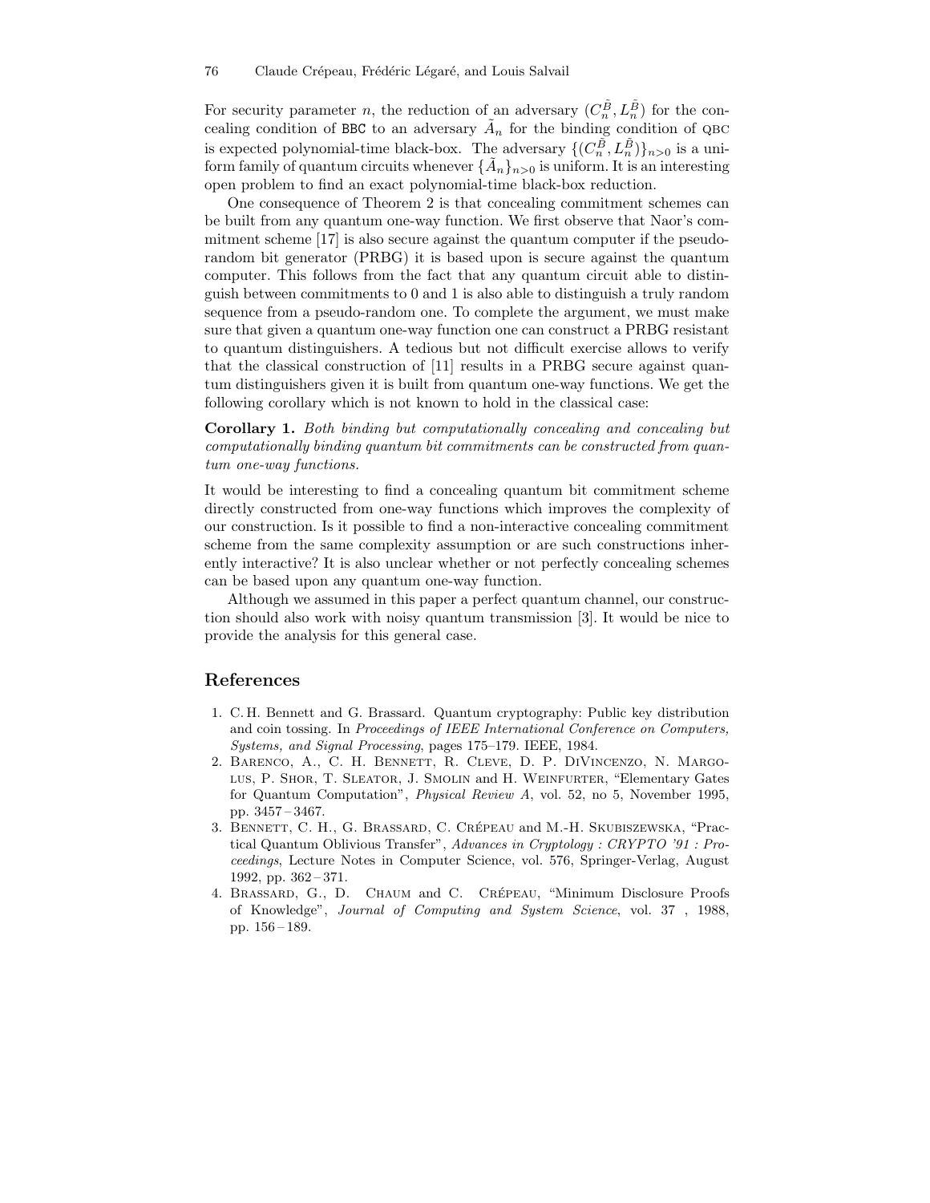For security parameter $n$, the reduction of an adversary $(C_n^{\tilde{B}}, L_n^{\tilde{B}})$ for the concealing condition of BBC to an adversary $\tilde{A}_n$ for the binding condition of QBC is expected polynomial-time black-box. The adversary $\{(C_n^{\tilde{B}}, L_n^{\tilde{B}})\}_{n>0}$ is a uniform family of quantum circuits whenever $\{\tilde{A}_n\}_{n>0}$ is uniform. It is an interesting open problem to find an exact polynomial-time black-box reduction.

One consequence of Theorem 2 is that concealing commitment schemes can be built from any quantum one-way function. We first observe that Naor's commitment scheme [17] is also secure against the quantum computer if the pseudo-random bit generator (PRBG) it is based upon is secure against the quantum computer. This follows from the fact that any quantum circuit able to distinguish between commitments to 0 and 1 is also able to distinguish a truly random sequence from a pseudo-random one. To complete the argument, we must make sure that given a quantum one-way function one can construct a PRBG resistant to quantum distinguishers. A tedious but not difficult exercise allows to verify that the classical construction of [11] results in a PRBG secure against quantum distinguishers given it is built from quantum one-way functions. We get the following corollary which is not known to hold in the classical case:

**Corollary 1.** *Both binding but computationally concealing and concealing but computationally binding quantum bit commitments can be constructed from quantum one-way functions.*

It would be interesting to find a concealing quantum bit commitment scheme directly constructed from one-way functions which improves the complexity of our construction. Is it possible to find a non-interactive concealing commitment scheme from the same complexity assumption or are such constructions inherently interactive? It is also unclear whether or not perfectly concealing schemes can be based upon any quantum one-way function.

Although we assumed in this paper a perfect quantum channel, our construction should also work with noisy quantum transmission [3]. It would be nice to provide the analysis for this general case.

## References

1. C.H. Bennett and G. Brassard. Quantum cryptography: Public key distribution and coin tossing. In *Proceedings of IEEE International Conference on Computers, Systems, and Signal Processing*, pages 175–179. IEEE, 1984.
2. Barenco, A., C. H. Bennett, R. Cleve, D. P. DiVincenzo, N. Margolus, P. Shor, T. Sleator, J. Smolin and H. Weinfurter, "Elementary Gates for Quantum Computation", *Physical Review A*, vol. 52, no 5, November 1995, pp. 3457 – 3467.
3. Bennett, C. H., G. Brassard, C. Crépeau and M.-H. Skubiszewska, "Practical Quantum Oblivious Transfer", *Advances in Cryptology : CRYPTO '91 : Proceedings*, Lecture Notes in Computer Science, vol. 576, Springer-Verlag, August 1992, pp. 362 – 371.
4. Brassard, G., D. Chaum and C. Crépeau, "Minimum Disclosure Proofs of Knowledge", *Journal of Computing and System Science*, vol. 37 , 1988, pp. 156 – 189.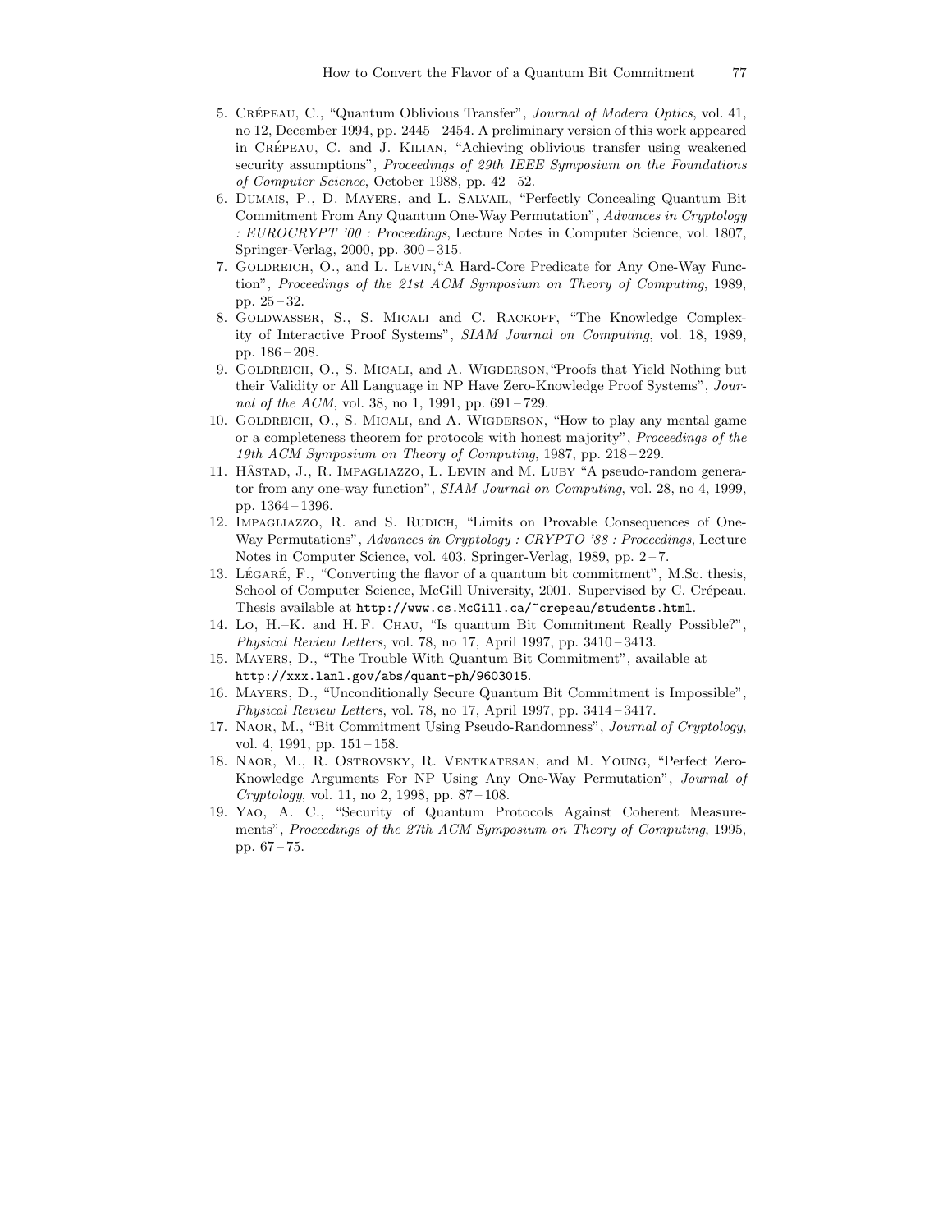5. Crépeau, C., "Quantum Oblivious Transfer", *Journal of Modern Optics*, vol. 41, no 12, December 1994, pp. 2445 – 2454. A preliminary version of this work appeared in Crépeau, C. and J. Kilian, "Achieving oblivious transfer using weakened security assumptions", *Proceedings of 29th IEEE Symposium on the Foundations of Computer Science*, October 1988, pp. 42 – 52.
6. Dumais, P., D. Mayers, and L. Salvail, "Perfectly Concealing Quantum Bit Commitment From Any Quantum One-Way Permutation", *Advances in Cryptology : EUROCRYPT '00 : Proceedings*, Lecture Notes in Computer Science, vol. 1807, Springer-Verlag, 2000, pp. 300 – 315.
7. Goldreich, O., and L. Levin, "A Hard-Core Predicate for Any One-Way Function", *Proceedings of the 21st ACM Symposium on Theory of Computing*, 1989, pp. 25 – 32.
8. Goldwasser, S., S. Micali and C. Rackoff, "The Knowledge Complexity of Interactive Proof Systems", *SIAM Journal on Computing*, vol. 18, 1989, pp. 186 – 208.
9. Goldreich, O., S. Micali, and A. Wigderson, "Proofs that Yield Nothing but their Validity or All Language in NP Have Zero-Knowledge Proof Systems", *Journal of the ACM*, vol. 38, no 1, 1991, pp. 691 – 729.
10. Goldreich, O., S. Micali, and A. Wigderson, "How to play any mental game or a completeness theorem for protocols with honest majority", *Proceedings of the 19th ACM Symposium on Theory of Computing*, 1987, pp. 218 – 229.
11. Håstad, J., R. Impagliazzo, L. Levin and M. Luby "A pseudo-random generator from any one-way function", *SIAM Journal on Computing*, vol. 28, no 4, 1999, pp. 1364 – 1396.
12. Impagliazzo, R. and S. Rudich, "Limits on Provable Consequences of One-Way Permutations", *Advances in Cryptology : CRYPTO '88 : Proceedings*, Lecture Notes in Computer Science, vol. 403, Springer-Verlag, 1989, pp. 2 – 7.
13. Légaré, F., "Converting the flavor of a quantum bit commitment", M.Sc. thesis, School of Computer Science, McGill University, 2001. Supervised by C. Crépeau. Thesis available at `http://www.cs.McGill.ca/~crepeau/students.html`.
14. Lo, H.–K. and H. F. Chau, "Is quantum Bit Commitment Really Possible?", *Physical Review Letters*, vol. 78, no 17, April 1997, pp. 3410 – 3413.
15. Mayers, D., "The Trouble With Quantum Bit Commitment", available at `http://xxx.lanl.gov/abs/quant-ph/9603015`.
16. Mayers, D., "Unconditionally Secure Quantum Bit Commitment is Impossible", *Physical Review Letters*, vol. 78, no 17, April 1997, pp. 3414 – 3417.
17. Naor, M., "Bit Commitment Using Pseudo-Randomness", *Journal of Cryptology*, vol. 4, 1991, pp. 151 – 158.
18. Naor, M., R. Ostrovsky, R. Ventkatesan, and M. Young, "Perfect Zero-Knowledge Arguments For NP Using Any One-Way Permutation", *Journal of Cryptology*, vol. 11, no 2, 1998, pp. 87 – 108.
19. Yao, A. C., "Security of Quantum Protocols Against Coherent Measurements", *Proceedings of the 27th ACM Symposium on Theory of Computing*, 1995, pp. 67 – 75.